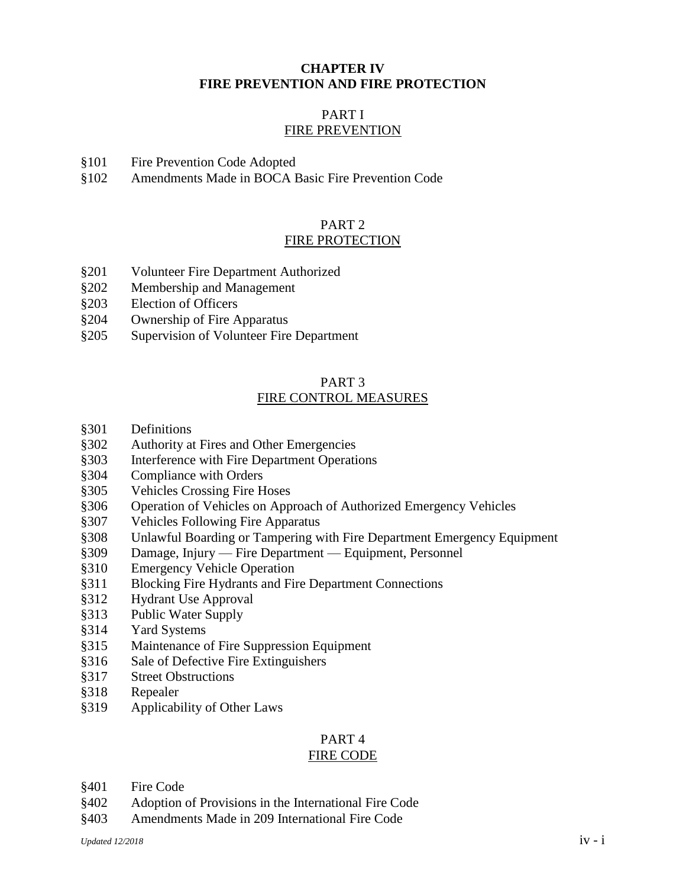# CHAPTER IV
# FIRE PREVENTION AND FIRE PROTECTION

## PART I
## FIRE PREVENTION

§101 Fire Prevention Code Adopted
§102 Amendments Made in BOCA Basic Fire Prevention Code

## PART 2
## FIRE PROTECTION

§201 Volunteer Fire Department Authorized
§202 Membership and Management
§203 Election of Officers
§204 Ownership of Fire Apparatus
§205 Supervision of Volunteer Fire Department

## PART 3
## FIRE CONTROL MEASURES

§301 Definitions
§302 Authority at Fires and Other Emergencies
§303 Interference with Fire Department Operations
§304 Compliance with Orders
§305 Vehicles Crossing Fire Hoses
§306 Operation of Vehicles on Approach of Authorized Emergency Vehicles
§307 Vehicles Following Fire Apparatus
§308 Unlawful Boarding or Tampering with Fire Department Emergency Equipment
§309 Damage, Injury — Fire Department — Equipment, Personnel
§310 Emergency Vehicle Operation
§311 Blocking Fire Hydrants and Fire Department Connections
§312 Hydrant Use Approval
§313 Public Water Supply
§314 Yard Systems
§315 Maintenance of Fire Suppression Equipment
§316 Sale of Defective Fire Extinguishers
§317 Street Obstructions
§318 Repealer
§319 Applicability of Other Laws

## PART 4
## FIRE CODE

§401 Fire Code
§402 Adoption of Provisions in the International Fire Code
§403 Amendments Made in 209 International Fire Code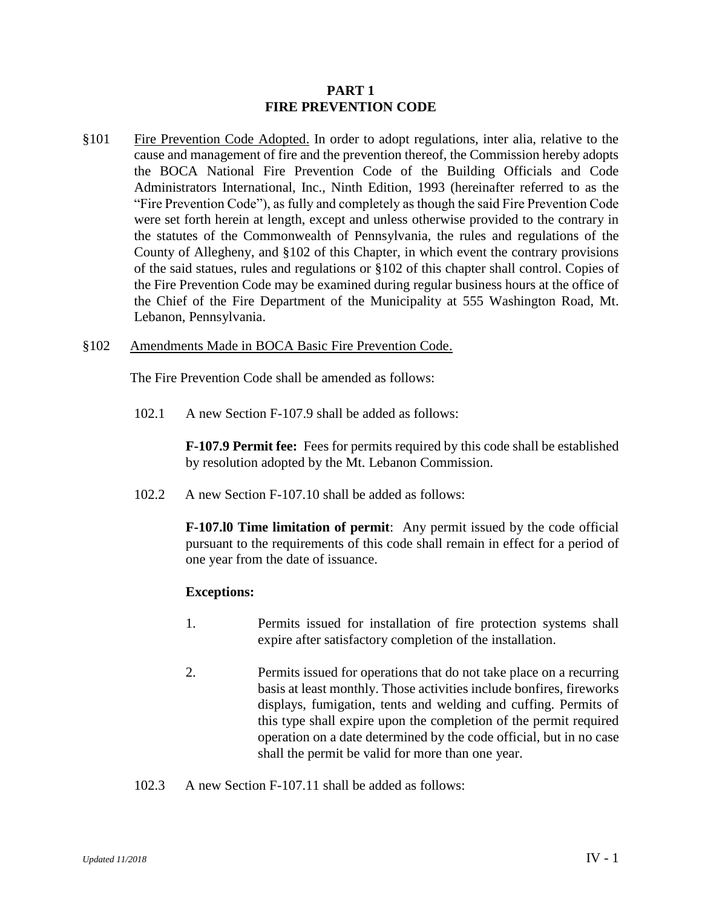# PART 1
# FIRE PREVENTION CODE

§101 Fire Prevention Code Adopted. In order to adopt regulations, inter alia, relative to the cause and management of fire and the prevention thereof, the Commission hereby adopts the BOCA National Fire Prevention Code of the Building Officials and Code Administrators International, Inc., Ninth Edition, 1993 (hereinafter referred to as the "Fire Prevention Code"), as fully and completely as though the said Fire Prevention Code were set forth herein at length, except and unless otherwise provided to the contrary in the statutes of the Commonwealth of Pennsylvania, the rules and regulations of the County of Allegheny, and §102 of this Chapter, in which event the contrary provisions of the said statues, rules and regulations or §102 of this chapter shall control. Copies of the Fire Prevention Code may be examined during regular business hours at the office of the Chief of the Fire Department of the Municipality at 555 Washington Road, Mt. Lebanon, Pennsylvania.

§102 Amendments Made in BOCA Basic Fire Prevention Code.

The Fire Prevention Code shall be amended as follows:

102.1 A new Section F-107.9 shall be added as follows:

**F-107.9 Permit fee:** Fees for permits required by this code shall be established by resolution adopted by the Mt. Lebanon Commission.

102.2 A new Section F-107.10 shall be added as follows:

**F-107.l0 Time limitation of permit**: Any permit issued by the code official pursuant to the requirements of this code shall remain in effect for a period of one year from the date of issuance.

**Exceptions:**

1. Permits issued for installation of fire protection systems shall expire after satisfactory completion of the installation.

2. Permits issued for operations that do not take place on a recurring basis at least monthly. Those activities include bonfires, fireworks displays, fumigation, tents and welding and cuffing. Permits of this type shall expire upon the completion of the permit required operation on a date determined by the code official, but in no case shall the permit be valid for more than one year.

102.3 A new Section F-107.11 shall be added as follows: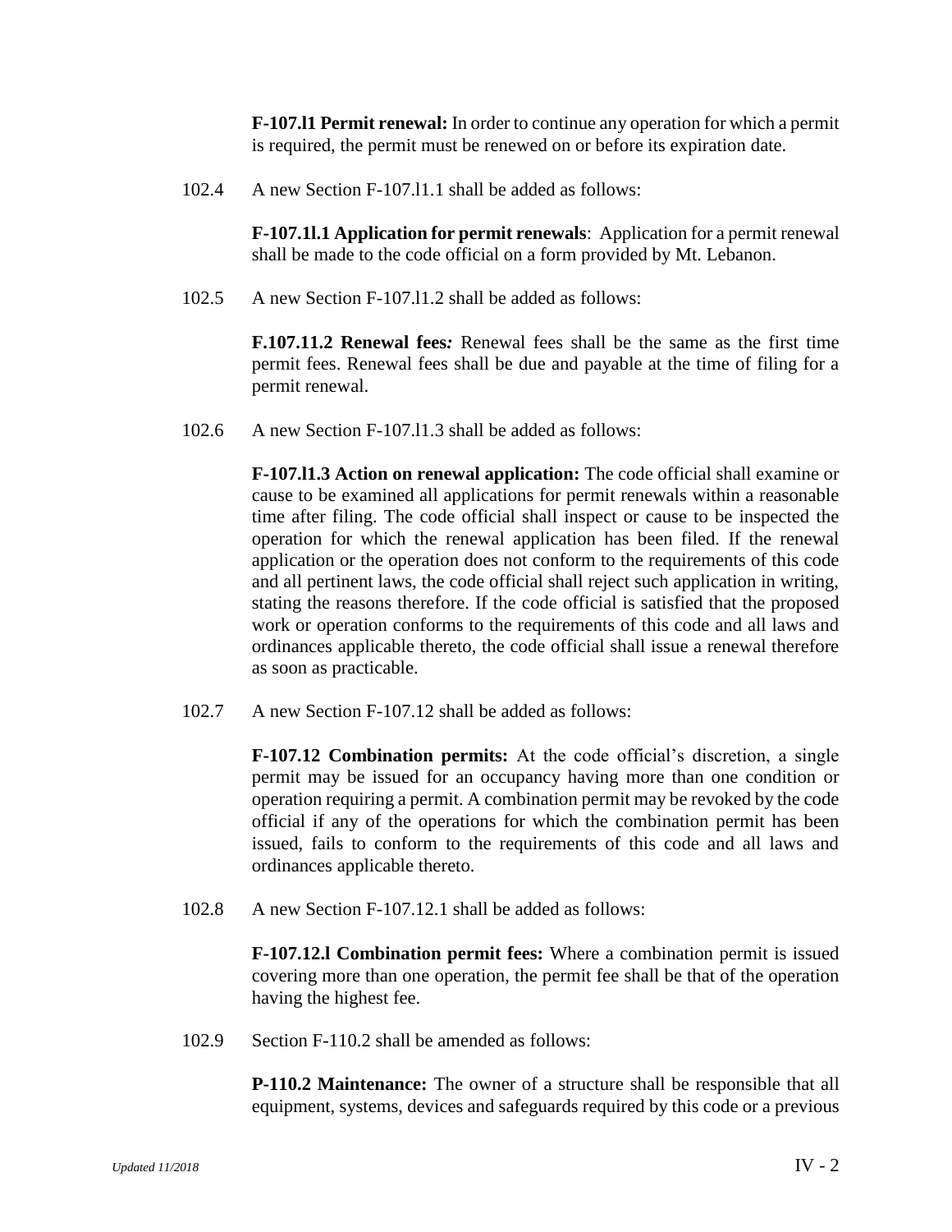**F-107.l1 Permit renewal:** In order to continue any operation for which a permit is required, the permit must be renewed on or before its expiration date.

102.4 A new Section F-107.l1.1 shall be added as follows:

**F-107.1l.1 Application for permit renewals**: Application for a permit renewal shall be made to the code official on a form provided by Mt. Lebanon.

102.5 A new Section F-107.l1.2 shall be added as follows:

**F.107.11.2 Renewal fees***:* Renewal fees shall be the same as the first time permit fees. Renewal fees shall be due and payable at the time of filing for a permit renewal.

102.6 A new Section F-107.l1.3 shall be added as follows:

**F-107.l1.3 Action on renewal application:** The code official shall examine or cause to be examined all applications for permit renewals within a reasonable time after filing. The code official shall inspect or cause to be inspected the operation for which the renewal application has been filed. If the renewal application or the operation does not conform to the requirements of this code and all pertinent laws, the code official shall reject such application in writing, stating the reasons therefore. If the code official is satisfied that the proposed work or operation conforms to the requirements of this code and all laws and ordinances applicable thereto, the code official shall issue a renewal therefore as soon as practicable.

102.7 A new Section F-107.12 shall be added as follows:

**F-107.12 Combination permits:** At the code official's discretion, a single permit may be issued for an occupancy having more than one condition or operation requiring a permit. A combination permit may be revoked by the code official if any of the operations for which the combination permit has been issued, fails to conform to the requirements of this code and all laws and ordinances applicable thereto.

102.8 A new Section F-107.12.1 shall be added as follows:

**F-107.12.l Combination permit fees:** Where a combination permit is issued covering more than one operation, the permit fee shall be that of the operation having the highest fee.

102.9 Section F-110.2 shall be amended as follows:

**P-110.2 Maintenance:** The owner of a structure shall be responsible that all equipment, systems, devices and safeguards required by this code or a previous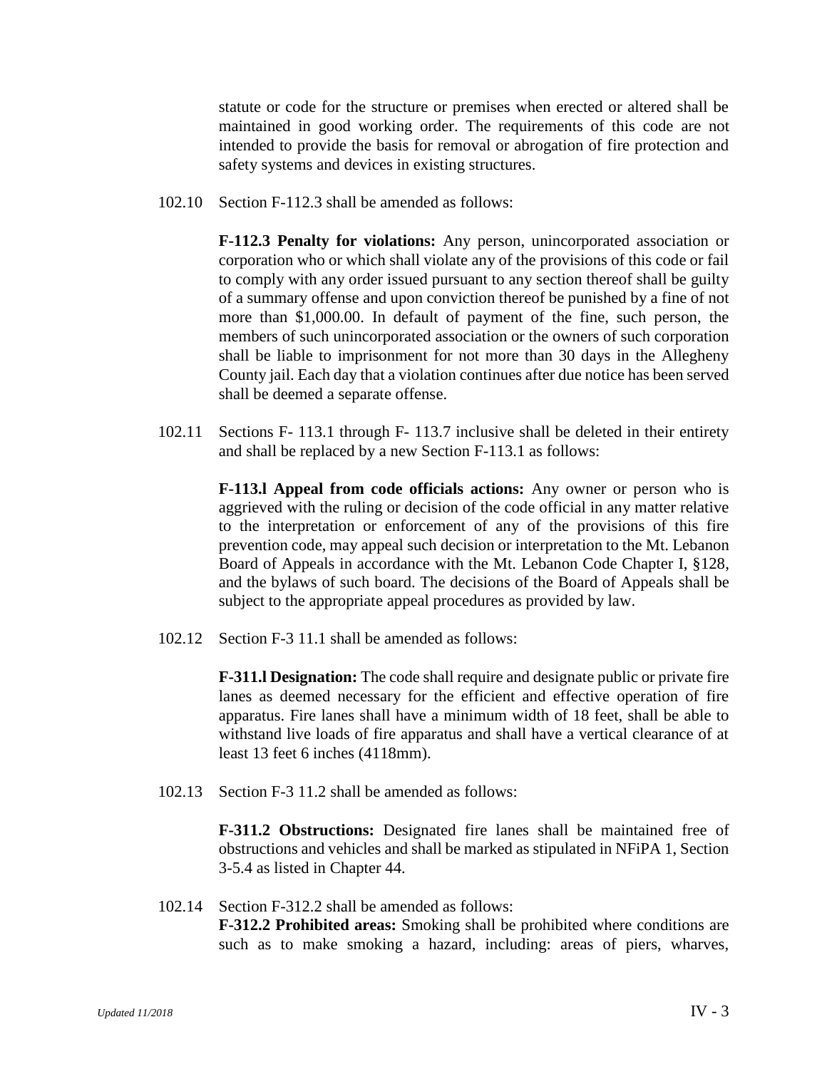statute or code for the structure or premises when erected or altered shall be maintained in good working order. The requirements of this code are not intended to provide the basis for removal or abrogation of fire protection and safety systems and devices in existing structures.

102.10 Section F-112.3 shall be amended as follows:

**F-112.3 Penalty for violations:** Any person, unincorporated association or corporation who or which shall violate any of the provisions of this code or fail to comply with any order issued pursuant to any section thereof shall be guilty of a summary offense and upon conviction thereof be punished by a fine of not more than $1,000.00. In default of payment of the fine, such person, the members of such unincorporated association or the owners of such corporation shall be liable to imprisonment for not more than 30 days in the Allegheny County jail. Each day that a violation continues after due notice has been served shall be deemed a separate offense.

102.11 Sections F- 113.1 through F- 113.7 inclusive shall be deleted in their entirety and shall be replaced by a new Section F-113.1 as follows:

**F-113.l Appeal from code officials actions:** Any owner or person who is aggrieved with the ruling or decision of the code official in any matter relative to the interpretation or enforcement of any of the provisions of this fire prevention code, may appeal such decision or interpretation to the Mt. Lebanon Board of Appeals in accordance with the Mt. Lebanon Code Chapter I, §128, and the bylaws of such board. The decisions of the Board of Appeals shall be subject to the appropriate appeal procedures as provided by law.

102.12 Section F-3 11.1 shall be amended as follows:

**F-311.l Designation:** The code shall require and designate public or private fire lanes as deemed necessary for the efficient and effective operation of fire apparatus. Fire lanes shall have a minimum width of 18 feet, shall be able to withstand live loads of fire apparatus and shall have a vertical clearance of at least 13 feet 6 inches (4118mm).

102.13 Section F-3 11.2 shall be amended as follows:

**F-311.2 Obstructions:** Designated fire lanes shall be maintained free of obstructions and vehicles and shall be marked as stipulated in NFiPA 1, Section 3-5.4 as listed in Chapter 44.

102.14 Section F-312.2 shall be amended as follows:
**F-312.2 Prohibited areas:** Smoking shall be prohibited where conditions are such as to make smoking a hazard, including: areas of piers, wharves,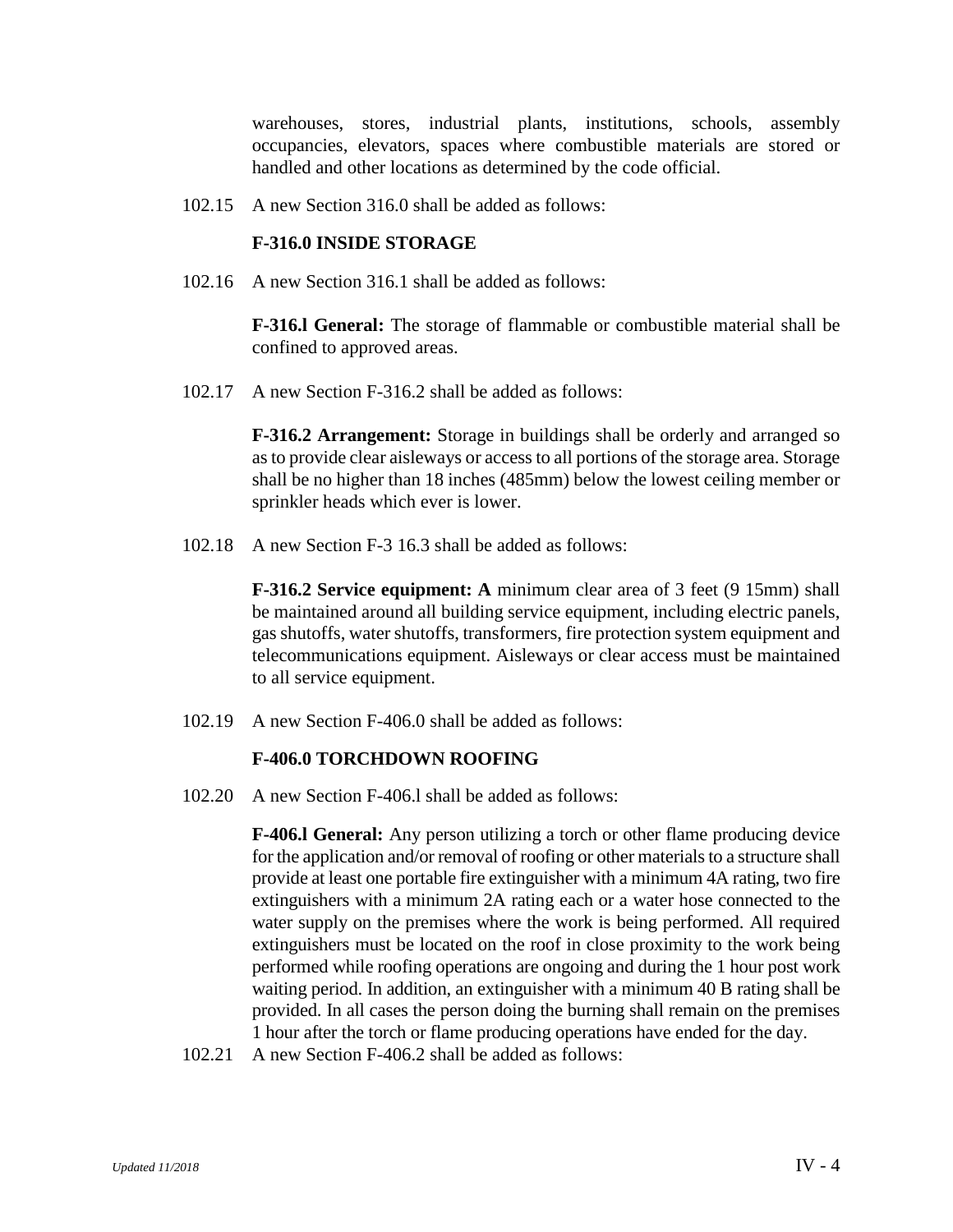warehouses, stores, industrial plants, institutions, schools, assembly occupancies, elevators, spaces where combustible materials are stored or handled and other locations as determined by the code official.

102.15 A new Section 316.0 shall be added as follows:

**F-316.0 INSIDE STORAGE**

102.16 A new Section 316.1 shall be added as follows:

**F-316.l General:** The storage of flammable or combustible material shall be confined to approved areas.

102.17 A new Section F-316.2 shall be added as follows:

**F-316.2 Arrangement:** Storage in buildings shall be orderly and arranged so as to provide clear aisleways or access to all portions of the storage area. Storage shall be no higher than 18 inches (485mm) below the lowest ceiling member or sprinkler heads which ever is lower.

102.18 A new Section F-3 16.3 shall be added as follows:

**F-316.2 Service equipment: A** minimum clear area of 3 feet (9 15mm) shall be maintained around all building service equipment, including electric panels, gas shutoffs, water shutoffs, transformers, fire protection system equipment and telecommunications equipment. Aisleways or clear access must be maintained to all service equipment.

102.19 A new Section F-406.0 shall be added as follows:

**F-406.0 TORCHDOWN ROOFING**

102.20 A new Section F-406.l shall be added as follows:

**F-406.l General:** Any person utilizing a torch or other flame producing device for the application and/or removal of roofing or other materials to a structure shall provide at least one portable fire extinguisher with a minimum 4A rating, two fire extinguishers with a minimum 2A rating each or a water hose connected to the water supply on the premises where the work is being performed. All required extinguishers must be located on the roof in close proximity to the work being performed while roofing operations are ongoing and during the 1 hour post work waiting period. In addition, an extinguisher with a minimum 40 B rating shall be provided. In all cases the person doing the burning shall remain on the premises 1 hour after the torch or flame producing operations have ended for the day.

102.21 A new Section F-406.2 shall be added as follows: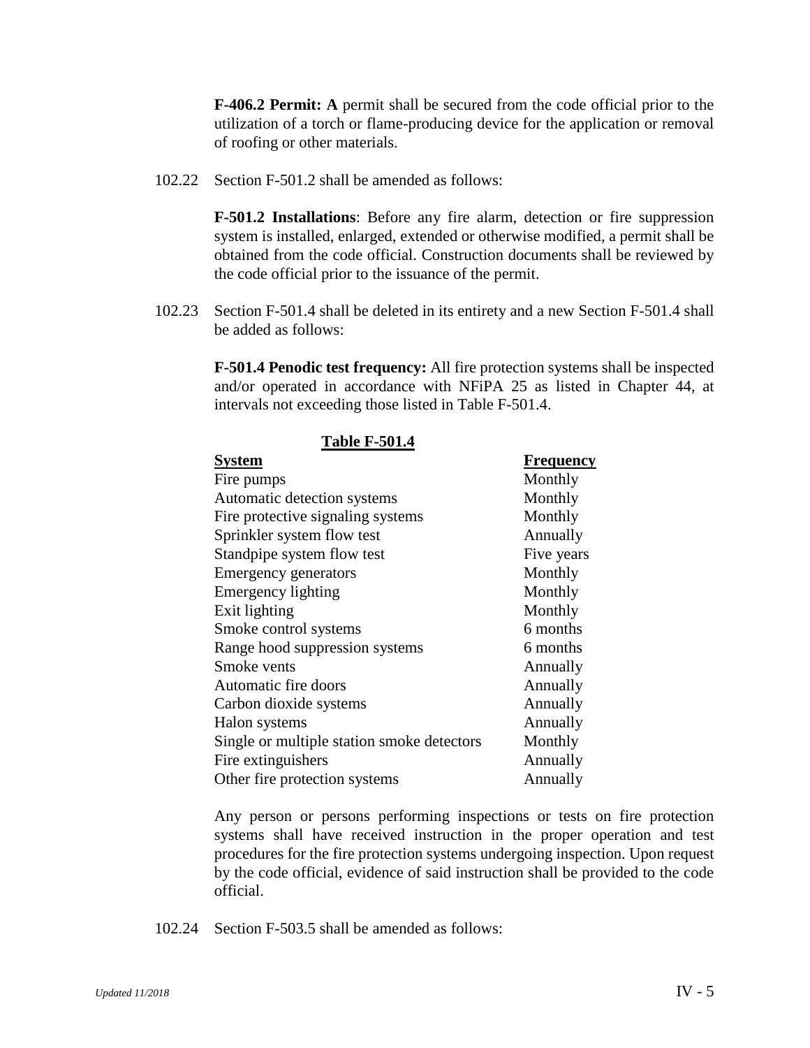**F-406.2 Permit: A** permit shall be secured from the code official prior to the utilization of a torch or flame-producing device for the application or removal of roofing or other materials.

102.22 Section F-501.2 shall be amended as follows:

**F-501.2 Installations**: Before any fire alarm, detection or fire suppression system is installed, enlarged, extended or otherwise modified, a permit shall be obtained from the code official. Construction documents shall be reviewed by the code official prior to the issuance of the permit.

102.23 Section F-501.4 shall be deleted in its entirety and a new Section F-501.4 shall be added as follows:

**F-501.4 Penodic test frequency:** All fire protection systems shall be inspected and/or operated in accordance with NFiPA 25 as listed in Chapter 44, at intervals not exceeding those listed in Table F-501.4.

**Table F-501.4**

| System | Frequency |
|---|---|
| Fire pumps | Monthly |
| Automatic detection systems | Monthly |
| Fire protective signaling systems | Monthly |
| Sprinkler system flow test | Annually |
| Standpipe system flow test | Five years |
| Emergency generators | Monthly |
| Emergency lighting | Monthly |
| Exit lighting | Monthly |
| Smoke control systems | 6 months |
| Range hood suppression systems | 6 months |
| Smoke vents | Annually |
| Automatic fire doors | Annually |
| Carbon dioxide systems | Annually |
| Halon systems | Annually |
| Single or multiple station smoke detectors | Monthly |
| Fire extinguishers | Annually |
| Other fire protection systems | Annually |

Any person or persons performing inspections or tests on fire protection systems shall have received instruction in the proper operation and test procedures for the fire protection systems undergoing inspection. Upon request by the code official, evidence of said instruction shall be provided to the code official.

102.24 Section F-503.5 shall be amended as follows: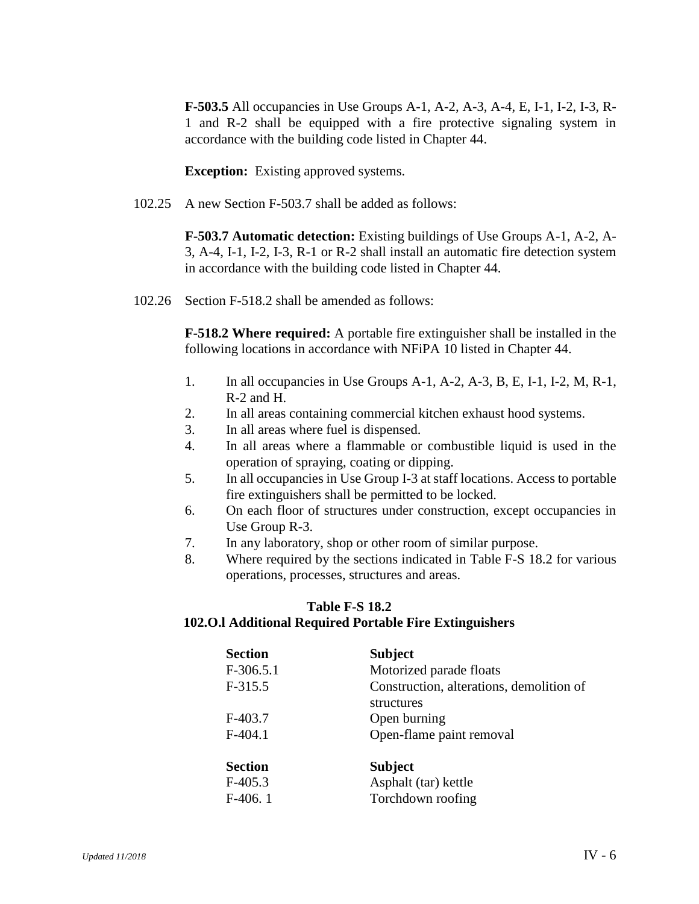**F-503.5** All occupancies in Use Groups A-1, A-2, A-3, A-4, E, I-1, I-2, I-3, R-1 and R-2 shall be equipped with a fire protective signaling system in accordance with the building code listed in Chapter 44.

**Exception:** Existing approved systems.

102.25 A new Section F-503.7 shall be added as follows:

**F-503.7 Automatic detection:** Existing buildings of Use Groups A-1, A-2, A-3, A-4, I-1, I-2, I-3, R-1 or R-2 shall install an automatic fire detection system in accordance with the building code listed in Chapter 44.

102.26 Section F-518.2 shall be amended as follows:

**F-518.2 Where required:** A portable fire extinguisher shall be installed in the following locations in accordance with NFiPA 10 listed in Chapter 44.

1. In all occupancies in Use Groups A-1, A-2, A-3, B, E, I-1, I-2, M, R-1, R-2 and H.
2. In all areas containing commercial kitchen exhaust hood systems.
3. In all areas where fuel is dispensed.
4. In all areas where a flammable or combustible liquid is used in the operation of spraying, coating or dipping.
5. In all occupancies in Use Group I-3 at staff locations. Access to portable fire extinguishers shall be permitted to be locked.
6. On each floor of structures under construction, except occupancies in Use Group R-3.
7. In any laboratory, shop or other room of similar purpose.
8. Where required by the sections indicated in Table F-S 18.2 for various operations, processes, structures and areas.

**Table F-S 18.2**
**102.O.l Additional Required Portable Fire Extinguishers**

| Section | Subject |
|---|---|
| F-306.5.1 | Motorized parade floats |
| F-315.5 | Construction, alterations, demolition of structures |
| F-403.7 | Open burning |
| F-404.1 | Open-flame paint removal |
| **Section** | **Subject** |
| F-405.3 | Asphalt (tar) kettle |
| F-406. 1 | Torchdown roofing |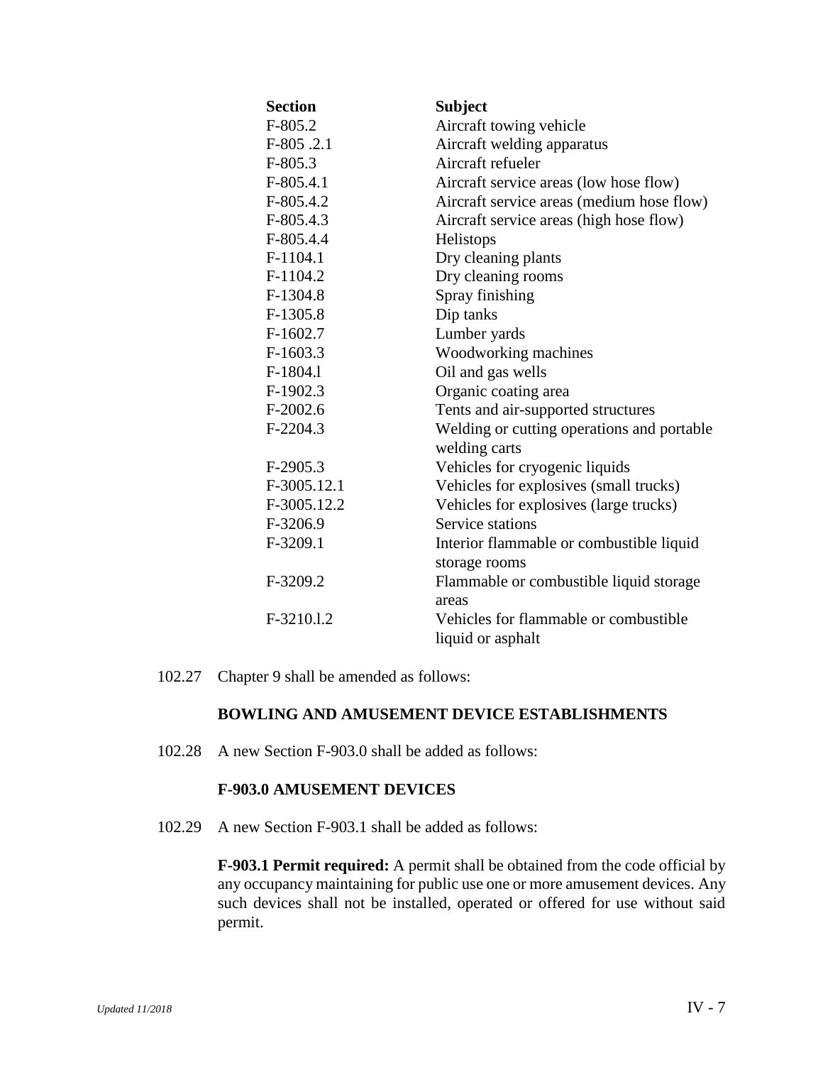| Section | Subject |
|---|---|
| F-805.2 | Aircraft towing vehicle |
| F-805 .2.1 | Aircraft welding apparatus |
| F-805.3 | Aircraft refueler |
| F-805.4.1 | Aircraft service areas (low hose flow) |
| F-805.4.2 | Aircraft service areas (medium hose flow) |
| F-805.4.3 | Aircraft service areas (high hose flow) |
| F-805.4.4 | Helistops |
| F-1104.1 | Dry cleaning plants |
| F-1104.2 | Dry cleaning rooms |
| F-1304.8 | Spray finishing |
| F-1305.8 | Dip tanks |
| F-1602.7 | Lumber yards |
| F-1603.3 | Woodworking machines |
| F-1804.l | Oil and gas wells |
| F-1902.3 | Organic coating area |
| F-2002.6 | Tents and air-supported structures |
| F-2204.3 | Welding or cutting operations and portable welding carts |
| F-2905.3 | Vehicles for cryogenic liquids |
| F-3005.12.1 | Vehicles for explosives (small trucks) |
| F-3005.12.2 | Vehicles for explosives (large trucks) |
| F-3206.9 | Service stations |
| F-3209.1 | Interior flammable or combustible liquid storage rooms |
| F-3209.2 | Flammable or combustible liquid storage areas |
| F-3210.l.2 | Vehicles for flammable or combustible liquid or asphalt |

102.27 Chapter 9 shall be amended as follows:

**BOWLING AND AMUSEMENT DEVICE ESTABLISHMENTS**

102.28 A new Section F-903.0 shall be added as follows:

**F-903.0 AMUSEMENT DEVICES**

102.29 A new Section F-903.1 shall be added as follows:

**F-903.1 Permit required:** A permit shall be obtained from the code official by any occupancy maintaining for public use one or more amusement devices. Any such devices shall not be installed, operated or offered for use without said permit.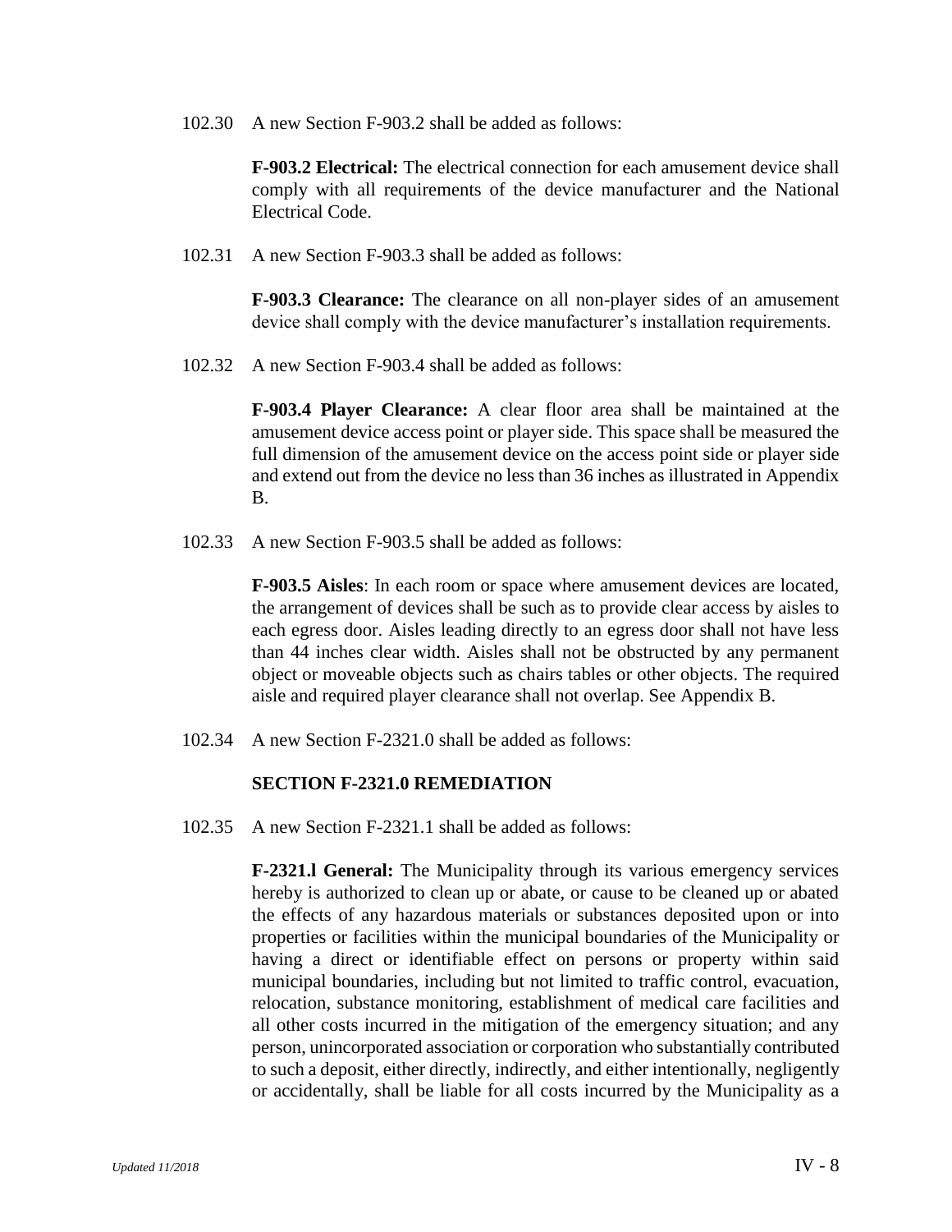102.30 A new Section F-903.2 shall be added as follows:

> **F-903.2 Electrical:** The electrical connection for each amusement device shall comply with all requirements of the device manufacturer and the National Electrical Code.

102.31 A new Section F-903.3 shall be added as follows:

> **F-903.3 Clearance:** The clearance on all non-player sides of an amusement device shall comply with the device manufacturer's installation requirements.

102.32 A new Section F-903.4 shall be added as follows:

> **F-903.4 Player Clearance:** A clear floor area shall be maintained at the amusement device access point or player side. This space shall be measured the full dimension of the amusement device on the access point side or player side and extend out from the device no less than 36 inches as illustrated in Appendix B.

102.33 A new Section F-903.5 shall be added as follows:

> **F-903.5 Aisles**: In each room or space where amusement devices are located, the arrangement of devices shall be such as to provide clear access by aisles to each egress door. Aisles leading directly to an egress door shall not have less than 44 inches clear width. Aisles shall not be obstructed by any permanent object or moveable objects such as chairs tables or other objects. The required aisle and required player clearance shall not overlap. See Appendix B.

102.34 A new Section F-2321.0 shall be added as follows:

> **SECTION F-2321.0 REMEDIATION**

102.35 A new Section F-2321.1 shall be added as follows:

> **F-2321.l General:** The Municipality through its various emergency services hereby is authorized to clean up or abate, or cause to be cleaned up or abated the effects of any hazardous materials or substances deposited upon or into properties or facilities within the municipal boundaries of the Municipality or having a direct or identifiable effect on persons or property within said municipal boundaries, including but not limited to traffic control, evacuation, relocation, substance monitoring, establishment of medical care facilities and all other costs incurred in the mitigation of the emergency situation; and any person, unincorporated association or corporation who substantially contributed to such a deposit, either directly, indirectly, and either intentionally, negligently or accidentally, shall be liable for all costs incurred by the Municipality as a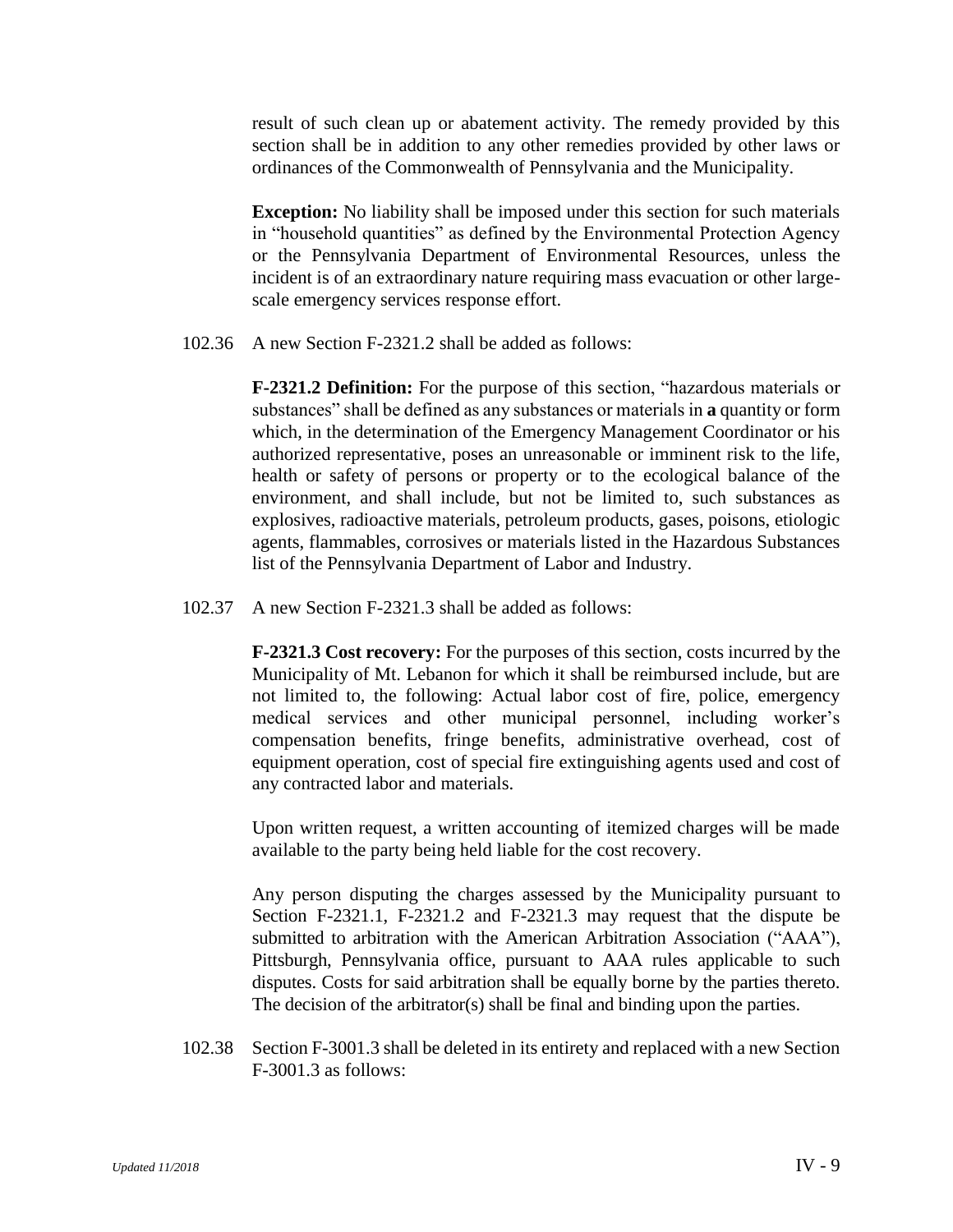result of such clean up or abatement activity. The remedy provided by this section shall be in addition to any other remedies provided by other laws or ordinances of the Commonwealth of Pennsylvania and the Municipality.

**Exception:** No liability shall be imposed under this section for such materials in "household quantities" as defined by the Environmental Protection Agency or the Pennsylvania Department of Environmental Resources, unless the incident is of an extraordinary nature requiring mass evacuation or other large-scale emergency services response effort.

102.36 A new Section F-2321.2 shall be added as follows:

**F-2321.2 Definition:** For the purpose of this section, "hazardous materials or substances" shall be defined as any substances or materials in **a** quantity or form which, in the determination of the Emergency Management Coordinator or his authorized representative, poses an unreasonable or imminent risk to the life, health or safety of persons or property or to the ecological balance of the environment, and shall include, but not be limited to, such substances as explosives, radioactive materials, petroleum products, gases, poisons, etiologic agents, flammables, corrosives or materials listed in the Hazardous Substances list of the Pennsylvania Department of Labor and Industry.

102.37 A new Section F-2321.3 shall be added as follows:

**F-2321.3 Cost recovery:** For the purposes of this section, costs incurred by the Municipality of Mt. Lebanon for which it shall be reimbursed include, but are not limited to, the following: Actual labor cost of fire, police, emergency medical services and other municipal personnel, including worker's compensation benefits, fringe benefits, administrative overhead, cost of equipment operation, cost of special fire extinguishing agents used and cost of any contracted labor and materials.

Upon written request, a written accounting of itemized charges will be made available to the party being held liable for the cost recovery.

Any person disputing the charges assessed by the Municipality pursuant to Section F-2321.1, F-2321.2 and F-2321.3 may request that the dispute be submitted to arbitration with the American Arbitration Association ("AAA"), Pittsburgh, Pennsylvania office, pursuant to AAA rules applicable to such disputes. Costs for said arbitration shall be equally borne by the parties thereto. The decision of the arbitrator(s) shall be final and binding upon the parties.

102.38 Section F-3001.3 shall be deleted in its entirety and replaced with a new Section F-3001.3 as follows: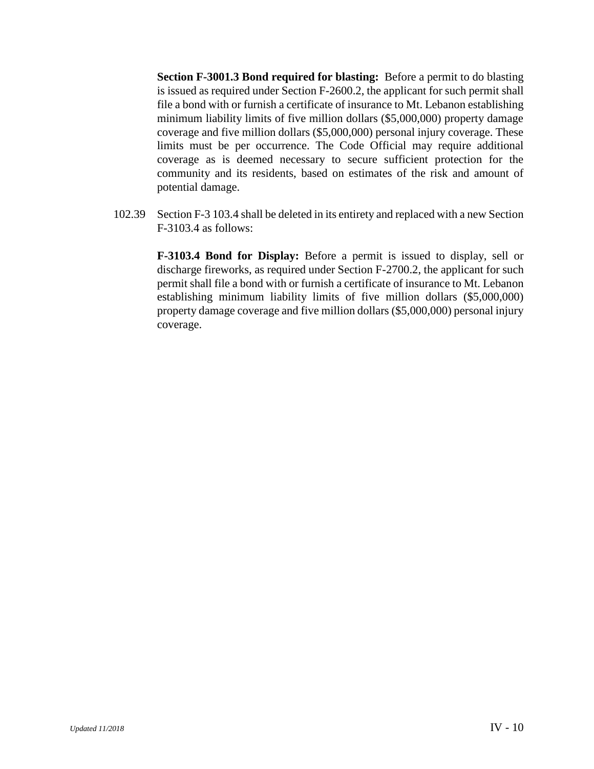**Section F-3001.3 Bond required for blasting:** Before a permit to do blasting is issued as required under Section F-2600.2, the applicant for such permit shall file a bond with or furnish a certificate of insurance to Mt. Lebanon establishing minimum liability limits of five million dollars ($5,000,000) property damage coverage and five million dollars ($5,000,000) personal injury coverage. These limits must be per occurrence. The Code Official may require additional coverage as is deemed necessary to secure sufficient protection for the community and its residents, based on estimates of the risk and amount of potential damage.

102.39 Section F-3 103.4 shall be deleted in its entirety and replaced with a new Section F-3103.4 as follows:

**F-3103.4 Bond for Display:** Before a permit is issued to display, sell or discharge fireworks, as required under Section F-2700.2, the applicant for such permit shall file a bond with or furnish a certificate of insurance to Mt. Lebanon establishing minimum liability limits of five million dollars ($5,000,000) property damage coverage and five million dollars ($5,000,000) personal injury coverage.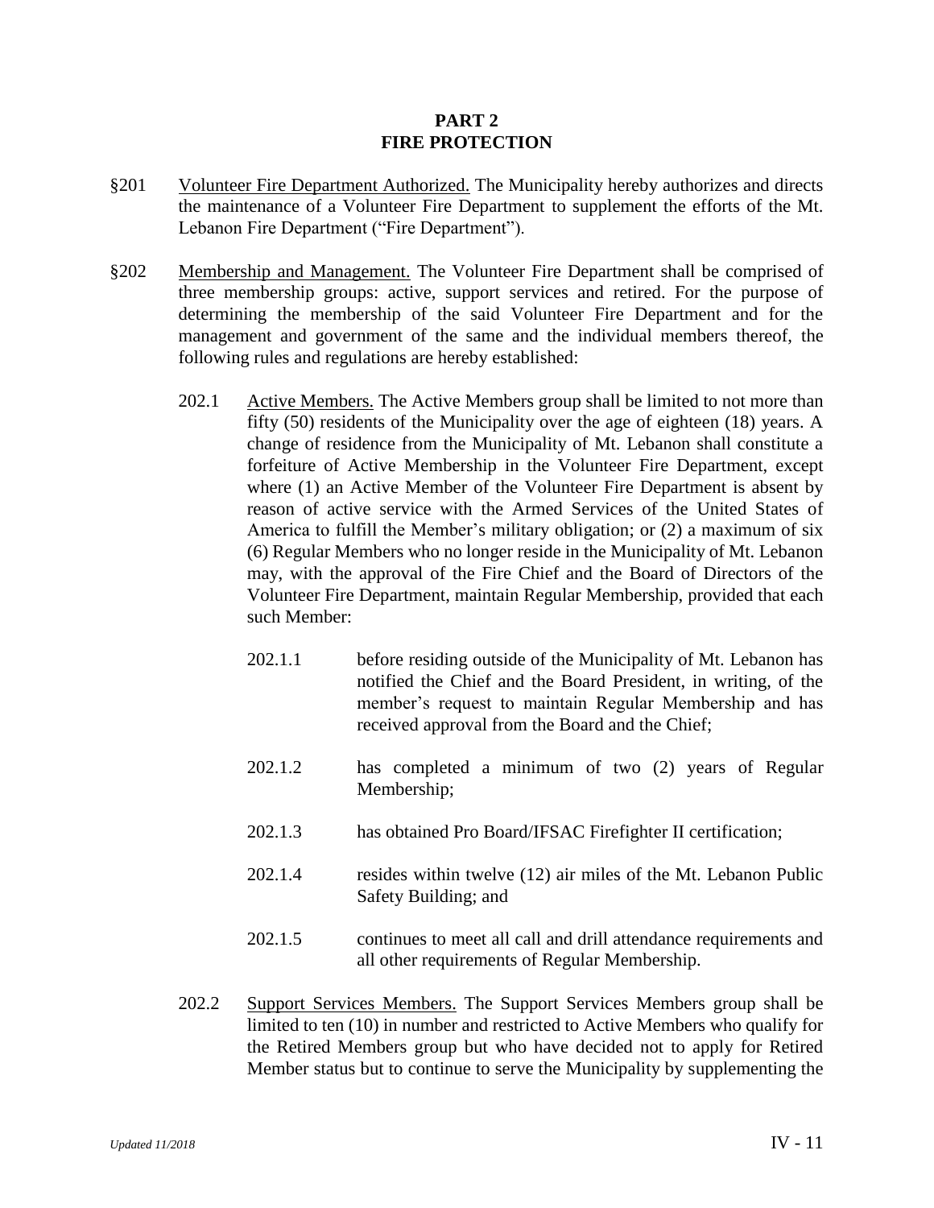# PART 2
# FIRE PROTECTION

§201 Volunteer Fire Department Authorized. The Municipality hereby authorizes and directs the maintenance of a Volunteer Fire Department to supplement the efforts of the Mt. Lebanon Fire Department ("Fire Department").

§202 Membership and Management. The Volunteer Fire Department shall be comprised of three membership groups: active, support services and retired. For the purpose of determining the membership of the said Volunteer Fire Department and for the management and government of the same and the individual members thereof, the following rules and regulations are hereby established:

202.1 Active Members. The Active Members group shall be limited to not more than fifty (50) residents of the Municipality over the age of eighteen (18) years. A change of residence from the Municipality of Mt. Lebanon shall constitute a forfeiture of Active Membership in the Volunteer Fire Department, except where (1) an Active Member of the Volunteer Fire Department is absent by reason of active service with the Armed Services of the United States of America to fulfill the Member's military obligation; or (2) a maximum of six (6) Regular Members who no longer reside in the Municipality of Mt. Lebanon may, with the approval of the Fire Chief and the Board of Directors of the Volunteer Fire Department, maintain Regular Membership, provided that each such Member:

202.1.1 before residing outside of the Municipality of Mt. Lebanon has notified the Chief and the Board President, in writing, of the member's request to maintain Regular Membership and has received approval from the Board and the Chief;

202.1.2 has completed a minimum of two (2) years of Regular Membership;

202.1.3 has obtained Pro Board/IFSAC Firefighter II certification;

202.1.4 resides within twelve (12) air miles of the Mt. Lebanon Public Safety Building; and

202.1.5 continues to meet all call and drill attendance requirements and all other requirements of Regular Membership.

202.2 Support Services Members. The Support Services Members group shall be limited to ten (10) in number and restricted to Active Members who qualify for the Retired Members group but who have decided not to apply for Retired Member status but to continue to serve the Municipality by supplementing the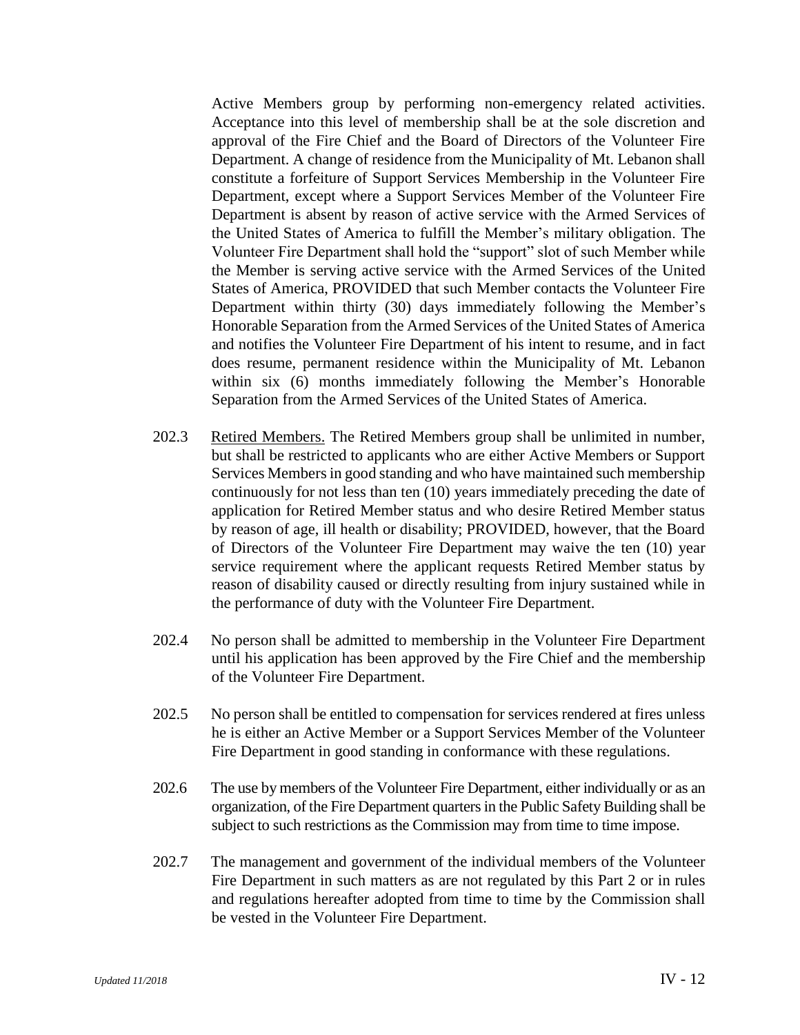Active Members group by performing non-emergency related activities. Acceptance into this level of membership shall be at the sole discretion and approval of the Fire Chief and the Board of Directors of the Volunteer Fire Department. A change of residence from the Municipality of Mt. Lebanon shall constitute a forfeiture of Support Services Membership in the Volunteer Fire Department, except where a Support Services Member of the Volunteer Fire Department is absent by reason of active service with the Armed Services of the United States of America to fulfill the Member's military obligation. The Volunteer Fire Department shall hold the "support" slot of such Member while the Member is serving active service with the Armed Services of the United States of America, PROVIDED that such Member contacts the Volunteer Fire Department within thirty (30) days immediately following the Member's Honorable Separation from the Armed Services of the United States of America and notifies the Volunteer Fire Department of his intent to resume, and in fact does resume, permanent residence within the Municipality of Mt. Lebanon within six (6) months immediately following the Member's Honorable Separation from the Armed Services of the United States of America.

202.3 Retired Members. The Retired Members group shall be unlimited in number, but shall be restricted to applicants who are either Active Members or Support Services Members in good standing and who have maintained such membership continuously for not less than ten (10) years immediately preceding the date of application for Retired Member status and who desire Retired Member status by reason of age, ill health or disability; PROVIDED, however, that the Board of Directors of the Volunteer Fire Department may waive the ten (10) year service requirement where the applicant requests Retired Member status by reason of disability caused or directly resulting from injury sustained while in the performance of duty with the Volunteer Fire Department.

202.4 No person shall be admitted to membership in the Volunteer Fire Department until his application has been approved by the Fire Chief and the membership of the Volunteer Fire Department.

202.5 No person shall be entitled to compensation for services rendered at fires unless he is either an Active Member or a Support Services Member of the Volunteer Fire Department in good standing in conformance with these regulations.

202.6 The use by members of the Volunteer Fire Department, either individually or as an organization, of the Fire Department quarters in the Public Safety Building shall be subject to such restrictions as the Commission may from time to time impose.

202.7 The management and government of the individual members of the Volunteer Fire Department in such matters as are not regulated by this Part 2 or in rules and regulations hereafter adopted from time to time by the Commission shall be vested in the Volunteer Fire Department.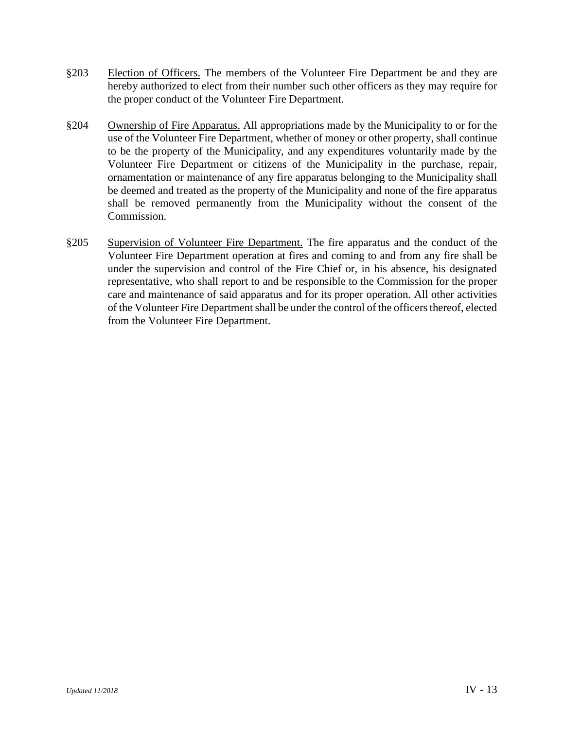§203 Election of Officers. The members of the Volunteer Fire Department be and they are hereby authorized to elect from their number such other officers as they may require for the proper conduct of the Volunteer Fire Department.

§204 Ownership of Fire Apparatus. All appropriations made by the Municipality to or for the use of the Volunteer Fire Department, whether of money or other property, shall continue to be the property of the Municipality, and any expenditures voluntarily made by the Volunteer Fire Department or citizens of the Municipality in the purchase, repair, ornamentation or maintenance of any fire apparatus belonging to the Municipality shall be deemed and treated as the property of the Municipality and none of the fire apparatus shall be removed permanently from the Municipality without the consent of the Commission.

§205 Supervision of Volunteer Fire Department. The fire apparatus and the conduct of the Volunteer Fire Department operation at fires and coming to and from any fire shall be under the supervision and control of the Fire Chief or, in his absence, his designated representative, who shall report to and be responsible to the Commission for the proper care and maintenance of said apparatus and for its proper operation. All other activities of the Volunteer Fire Department shall be under the control of the officers thereof, elected from the Volunteer Fire Department.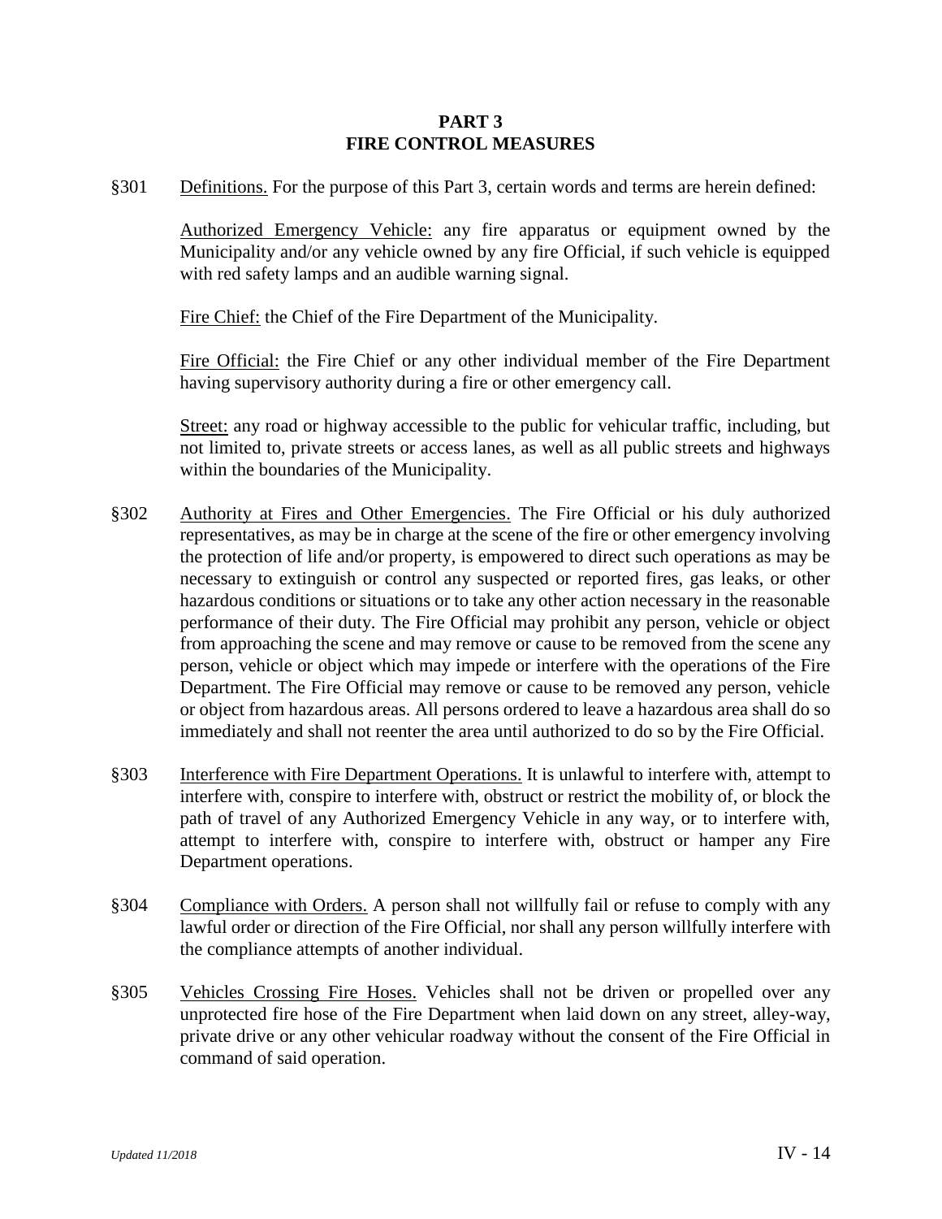# PART 3
# FIRE CONTROL MEASURES

§301 Definitions. For the purpose of this Part 3, certain words and terms are herein defined:

Authorized Emergency Vehicle: any fire apparatus or equipment owned by the Municipality and/or any vehicle owned by any fire Official, if such vehicle is equipped with red safety lamps and an audible warning signal.

Fire Chief: the Chief of the Fire Department of the Municipality.

Fire Official: the Fire Chief or any other individual member of the Fire Department having supervisory authority during a fire or other emergency call.

Street: any road or highway accessible to the public for vehicular traffic, including, but not limited to, private streets or access lanes, as well as all public streets and highways within the boundaries of the Municipality.

§302 Authority at Fires and Other Emergencies. The Fire Official or his duly authorized representatives, as may be in charge at the scene of the fire or other emergency involving the protection of life and/or property, is empowered to direct such operations as may be necessary to extinguish or control any suspected or reported fires, gas leaks, or other hazardous conditions or situations or to take any other action necessary in the reasonable performance of their duty. The Fire Official may prohibit any person, vehicle or object from approaching the scene and may remove or cause to be removed from the scene any person, vehicle or object which may impede or interfere with the operations of the Fire Department. The Fire Official may remove or cause to be removed any person, vehicle or object from hazardous areas. All persons ordered to leave a hazardous area shall do so immediately and shall not reenter the area until authorized to do so by the Fire Official.

§303 Interference with Fire Department Operations. It is unlawful to interfere with, attempt to interfere with, conspire to interfere with, obstruct or restrict the mobility of, or block the path of travel of any Authorized Emergency Vehicle in any way, or to interfere with, attempt to interfere with, conspire to interfere with, obstruct or hamper any Fire Department operations.

§304 Compliance with Orders. A person shall not willfully fail or refuse to comply with any lawful order or direction of the Fire Official, nor shall any person willfully interfere with the compliance attempts of another individual.

§305 Vehicles Crossing Fire Hoses. Vehicles shall not be driven or propelled over any unprotected fire hose of the Fire Department when laid down on any street, alley-way, private drive or any other vehicular roadway without the consent of the Fire Official in command of said operation.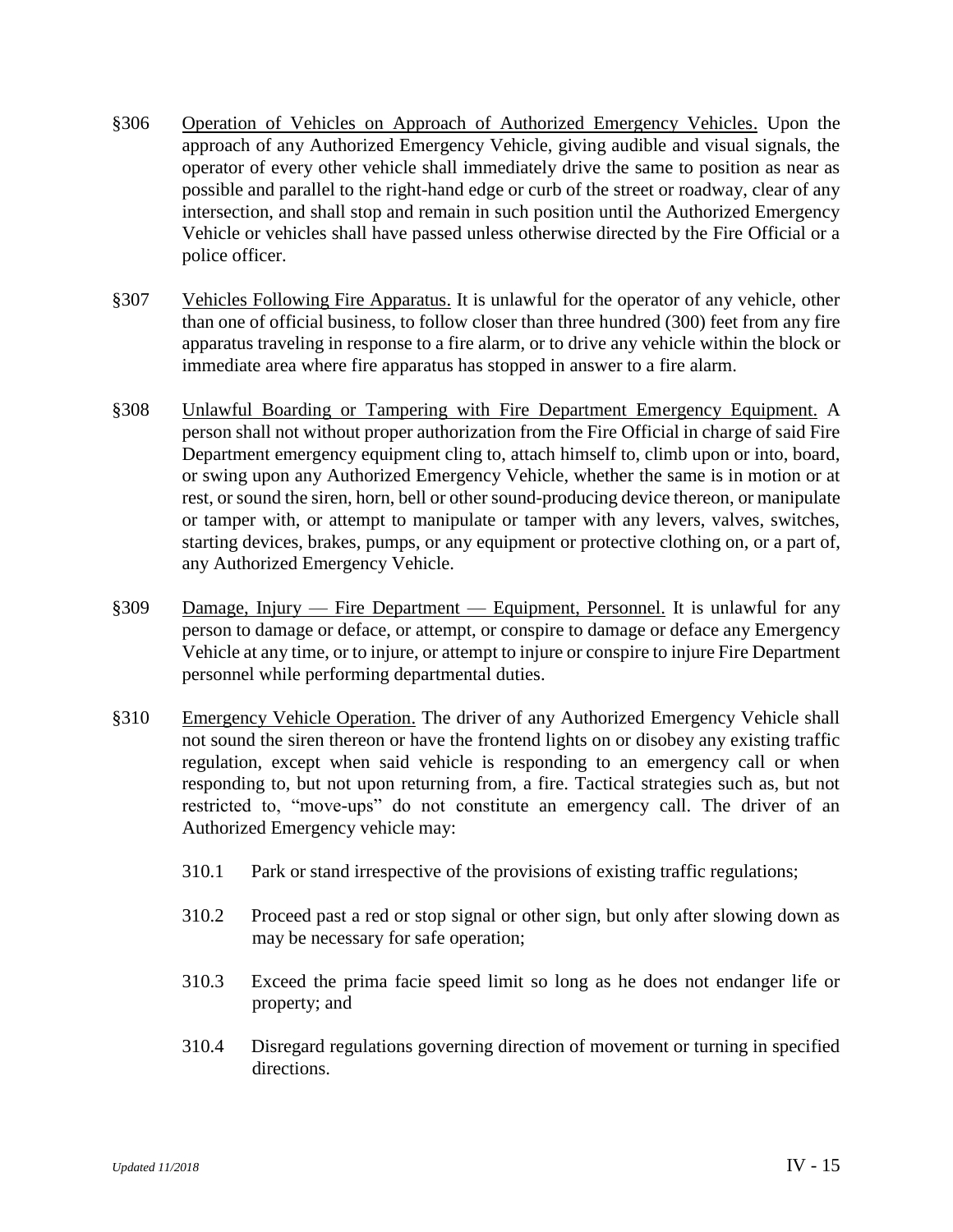§306 Operation of Vehicles on Approach of Authorized Emergency Vehicles. Upon the approach of any Authorized Emergency Vehicle, giving audible and visual signals, the operator of every other vehicle shall immediately drive the same to position as near as possible and parallel to the right-hand edge or curb of the street or roadway, clear of any intersection, and shall stop and remain in such position until the Authorized Emergency Vehicle or vehicles shall have passed unless otherwise directed by the Fire Official or a police officer.

§307 Vehicles Following Fire Apparatus. It is unlawful for the operator of any vehicle, other than one of official business, to follow closer than three hundred (300) feet from any fire apparatus traveling in response to a fire alarm, or to drive any vehicle within the block or immediate area where fire apparatus has stopped in answer to a fire alarm.

§308 Unlawful Boarding or Tampering with Fire Department Emergency Equipment. A person shall not without proper authorization from the Fire Official in charge of said Fire Department emergency equipment cling to, attach himself to, climb upon or into, board, or swing upon any Authorized Emergency Vehicle, whether the same is in motion or at rest, or sound the siren, horn, bell or other sound-producing device thereon, or manipulate or tamper with, or attempt to manipulate or tamper with any levers, valves, switches, starting devices, brakes, pumps, or any equipment or protective clothing on, or a part of, any Authorized Emergency Vehicle.

§309 Damage, Injury — Fire Department — Equipment, Personnel. It is unlawful for any person to damage or deface, or attempt, or conspire to damage or deface any Emergency Vehicle at any time, or to injure, or attempt to injure or conspire to injure Fire Department personnel while performing departmental duties.

§310 Emergency Vehicle Operation. The driver of any Authorized Emergency Vehicle shall not sound the siren thereon or have the frontend lights on or disobey any existing traffic regulation, except when said vehicle is responding to an emergency call or when responding to, but not upon returning from, a fire. Tactical strategies such as, but not restricted to, "move-ups" do not constitute an emergency call. The driver of an Authorized Emergency vehicle may:

310.1 Park or stand irrespective of the provisions of existing traffic regulations;

310.2 Proceed past a red or stop signal or other sign, but only after slowing down as may be necessary for safe operation;

310.3 Exceed the prima facie speed limit so long as he does not endanger life or property; and

310.4 Disregard regulations governing direction of movement or turning in specified directions.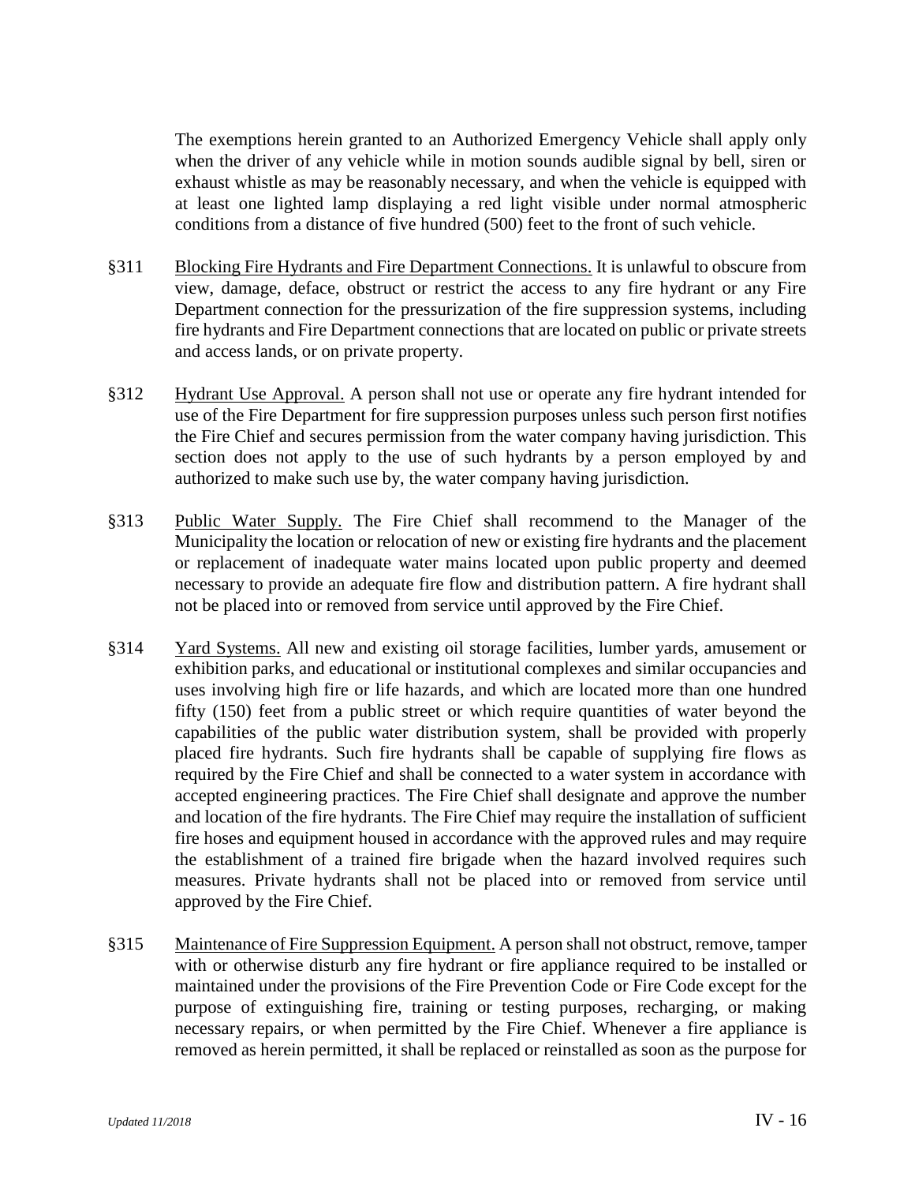The exemptions herein granted to an Authorized Emergency Vehicle shall apply only when the driver of any vehicle while in motion sounds audible signal by bell, siren or exhaust whistle as may be reasonably necessary, and when the vehicle is equipped with at least one lighted lamp displaying a red light visible under normal atmospheric conditions from a distance of five hundred (500) feet to the front of such vehicle.

§311 Blocking Fire Hydrants and Fire Department Connections. It is unlawful to obscure from view, damage, deface, obstruct or restrict the access to any fire hydrant or any Fire Department connection for the pressurization of the fire suppression systems, including fire hydrants and Fire Department connections that are located on public or private streets and access lands, or on private property.

§312 Hydrant Use Approval. A person shall not use or operate any fire hydrant intended for use of the Fire Department for fire suppression purposes unless such person first notifies the Fire Chief and secures permission from the water company having jurisdiction. This section does not apply to the use of such hydrants by a person employed by and authorized to make such use by, the water company having jurisdiction.

§313 Public Water Supply. The Fire Chief shall recommend to the Manager of the Municipality the location or relocation of new or existing fire hydrants and the placement or replacement of inadequate water mains located upon public property and deemed necessary to provide an adequate fire flow and distribution pattern. A fire hydrant shall not be placed into or removed from service until approved by the Fire Chief.

§314 Yard Systems. All new and existing oil storage facilities, lumber yards, amusement or exhibition parks, and educational or institutional complexes and similar occupancies and uses involving high fire or life hazards, and which are located more than one hundred fifty (150) feet from a public street or which require quantities of water beyond the capabilities of the public water distribution system, shall be provided with properly placed fire hydrants. Such fire hydrants shall be capable of supplying fire flows as required by the Fire Chief and shall be connected to a water system in accordance with accepted engineering practices. The Fire Chief shall designate and approve the number and location of the fire hydrants. The Fire Chief may require the installation of sufficient fire hoses and equipment housed in accordance with the approved rules and may require the establishment of a trained fire brigade when the hazard involved requires such measures. Private hydrants shall not be placed into or removed from service until approved by the Fire Chief.

§315 Maintenance of Fire Suppression Equipment. A person shall not obstruct, remove, tamper with or otherwise disturb any fire hydrant or fire appliance required to be installed or maintained under the provisions of the Fire Prevention Code or Fire Code except for the purpose of extinguishing fire, training or testing purposes, recharging, or making necessary repairs, or when permitted by the Fire Chief. Whenever a fire appliance is removed as herein permitted, it shall be replaced or reinstalled as soon as the purpose for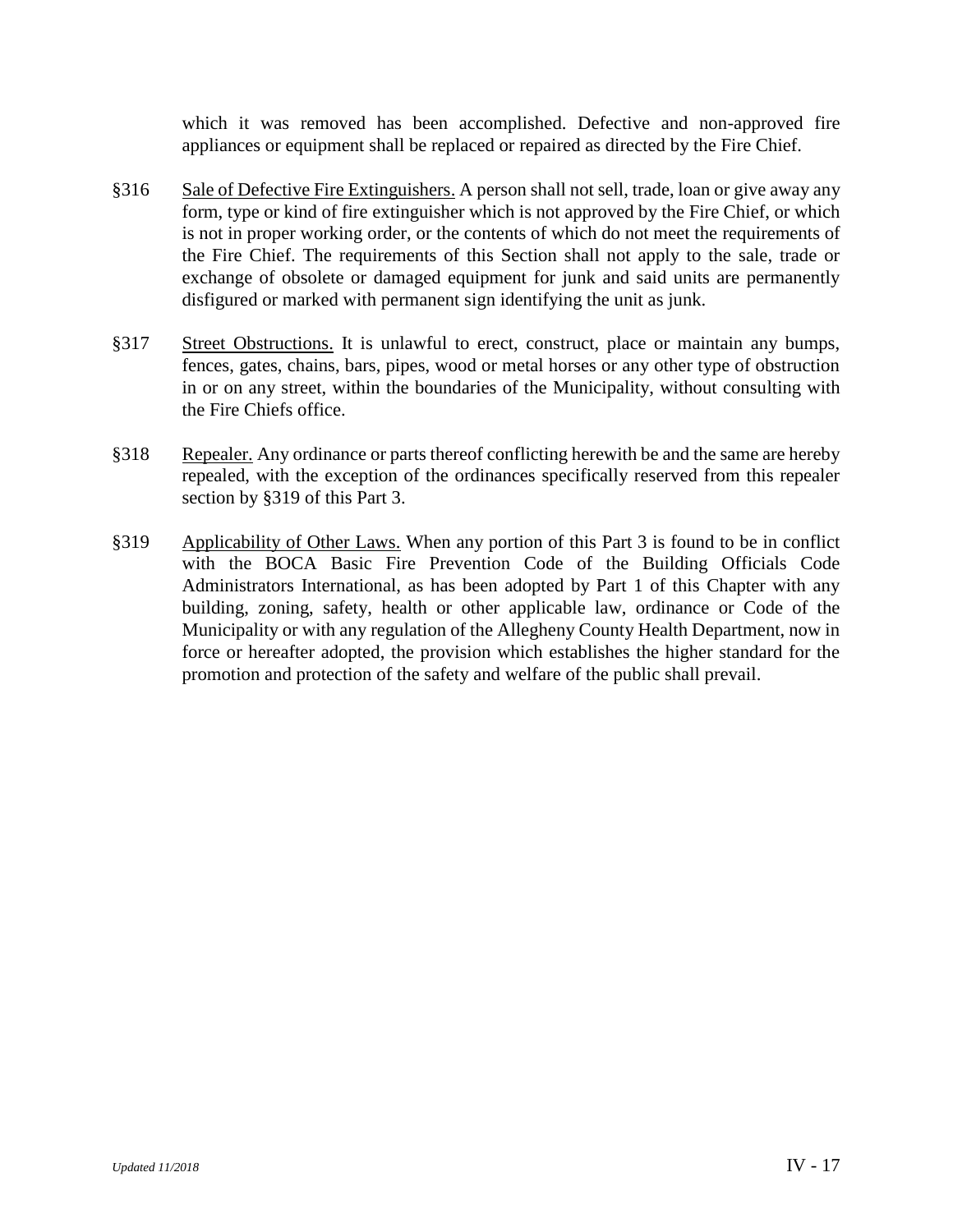which it was removed has been accomplished. Defective and non-approved fire appliances or equipment shall be replaced or repaired as directed by the Fire Chief.

§316 Sale of Defective Fire Extinguishers. A person shall not sell, trade, loan or give away any form, type or kind of fire extinguisher which is not approved by the Fire Chief, or which is not in proper working order, or the contents of which do not meet the requirements of the Fire Chief. The requirements of this Section shall not apply to the sale, trade or exchange of obsolete or damaged equipment for junk and said units are permanently disfigured or marked with permanent sign identifying the unit as junk.

§317 Street Obstructions. It is unlawful to erect, construct, place or maintain any bumps, fences, gates, chains, bars, pipes, wood or metal horses or any other type of obstruction in or on any street, within the boundaries of the Municipality, without consulting with the Fire Chiefs office.

§318 Repealer. Any ordinance or parts thereof conflicting herewith be and the same are hereby repealed, with the exception of the ordinances specifically reserved from this repealer section by §319 of this Part 3.

§319 Applicability of Other Laws. When any portion of this Part 3 is found to be in conflict with the BOCA Basic Fire Prevention Code of the Building Officials Code Administrators International, as has been adopted by Part 1 of this Chapter with any building, zoning, safety, health or other applicable law, ordinance or Code of the Municipality or with any regulation of the Allegheny County Health Department, now in force or hereafter adopted, the provision which establishes the higher standard for the promotion and protection of the safety and welfare of the public shall prevail.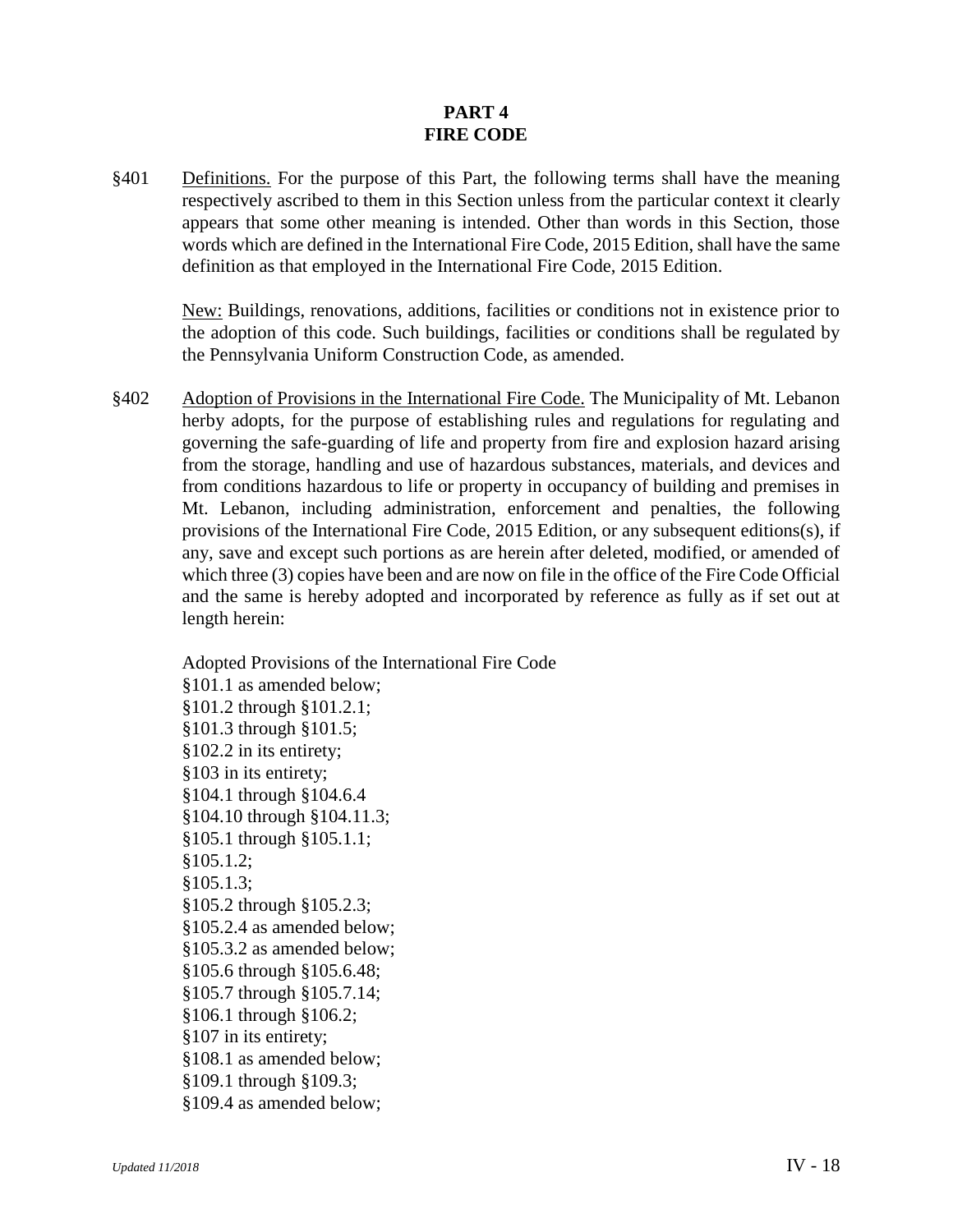# PART 4
# FIRE CODE

§401 <u>Definitions.</u> For the purpose of this Part, the following terms shall have the meaning respectively ascribed to them in this Section unless from the particular context it clearly appears that some other meaning is intended. Other than words in this Section, those words which are defined in the International Fire Code, 2015 Edition, shall have the same definition as that employed in the International Fire Code, 2015 Edition.

<u>New:</u> Buildings, renovations, additions, facilities or conditions not in existence prior to the adoption of this code. Such buildings, facilities or conditions shall be regulated by the Pennsylvania Uniform Construction Code, as amended.

§402 <u>Adoption of Provisions in the International Fire Code.</u> The Municipality of Mt. Lebanon herby adopts, for the purpose of establishing rules and regulations for regulating and governing the safe-guarding of life and property from fire and explosion hazard arising from the storage, handling and use of hazardous substances, materials, and devices and from conditions hazardous to life or property in occupancy of building and premises in Mt. Lebanon, including administration, enforcement and penalties, the following provisions of the International Fire Code, 2015 Edition, or any subsequent editions(s), if any, save and except such portions as are herein after deleted, modified, or amended of which three (3) copies have been and are now on file in the office of the Fire Code Official and the same is hereby adopted and incorporated by reference as fully as if set out at length herein:

Adopted Provisions of the International Fire Code
§101.1 as amended below;
§101.2 through §101.2.1;
§101.3 through §101.5;
§102.2 in its entirety;
§103 in its entirety;
§104.1 through §104.6.4
§104.10 through §104.11.3;
§105.1 through §105.1.1;
§105.1.2;
§105.1.3;
§105.2 through §105.2.3;
§105.2.4 as amended below;
§105.3.2 as amended below;
§105.6 through §105.6.48;
§105.7 through §105.7.14;
§106.1 through §106.2;
§107 in its entirety;
§108.1 as amended below;
§109.1 through §109.3;
§109.4 as amended below;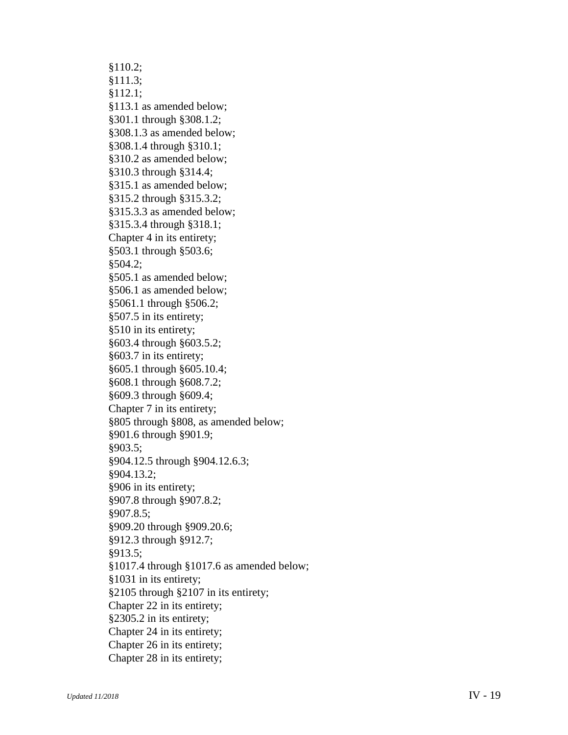§110.2;
§111.3;
§112.1;
§113.1 as amended below;
§301.1 through §308.1.2;
§308.1.3 as amended below;
§308.1.4 through §310.1;
§310.2 as amended below;
§310.3 through §314.4;
§315.1 as amended below;
§315.2 through §315.3.2;
§315.3.3 as amended below;
§315.3.4 through §318.1;
Chapter 4 in its entirety;
§503.1 through §503.6;
§504.2;
§505.1 as amended below;
§506.1 as amended below;
§5061.1 through §506.2;
§507.5 in its entirety;
§510 in its entirety;
§603.4 through §603.5.2;
§603.7 in its entirety;
§605.1 through §605.10.4;
§608.1 through §608.7.2;
§609.3 through §609.4;
Chapter 7 in its entirety;
§805 through §808, as amended below;
§901.6 through §901.9;
§903.5;
§904.12.5 through §904.12.6.3;
§904.13.2;
§906 in its entirety;
§907.8 through §907.8.2;
§907.8.5;
§909.20 through §909.20.6;
§912.3 through §912.7;
§913.5;
§1017.4 through §1017.6 as amended below;
§1031 in its entirety;
§2105 through §2107 in its entirety;
Chapter 22 in its entirety;
§2305.2 in its entirety;
Chapter 24 in its entirety;
Chapter 26 in its entirety;
Chapter 28 in its entirety;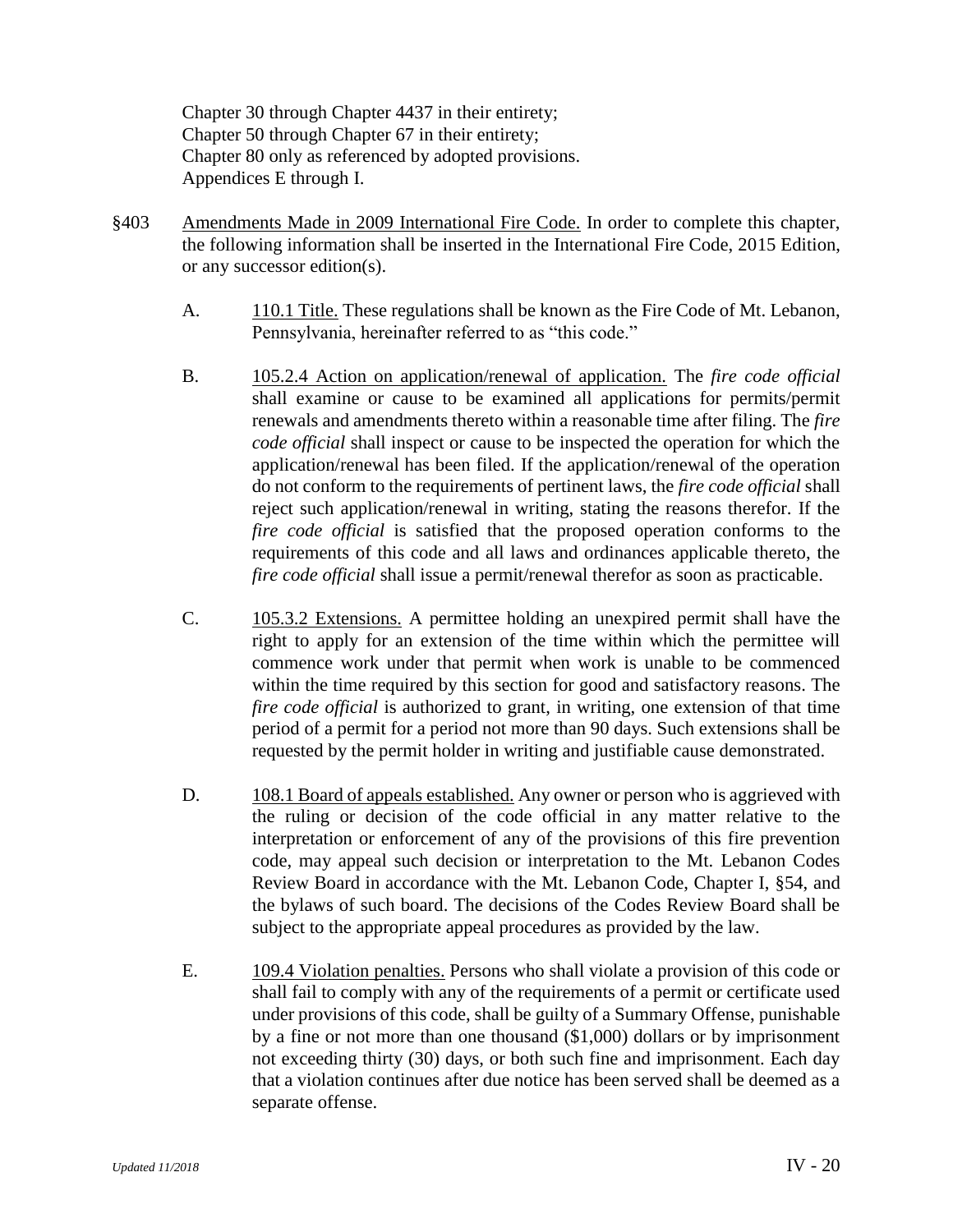Chapter 30 through Chapter 4437 in their entirety;
Chapter 50 through Chapter 67 in their entirety;
Chapter 80 only as referenced by adopted provisions.
Appendices E through I.

§403 Amendments Made in 2009 International Fire Code. In order to complete this chapter, the following information shall be inserted in the International Fire Code, 2015 Edition, or any successor edition(s).

A. 110.1 Title. These regulations shall be known as the Fire Code of Mt. Lebanon, Pennsylvania, hereinafter referred to as "this code."

B. 105.2.4 Action on application/renewal of application. The *fire code official* shall examine or cause to be examined all applications for permits/permit renewals and amendments thereto within a reasonable time after filing. The *fire code official* shall inspect or cause to be inspected the operation for which the application/renewal has been filed. If the application/renewal of the operation do not conform to the requirements of pertinent laws, the *fire code official* shall reject such application/renewal in writing, stating the reasons therefor. If the *fire code official* is satisfied that the proposed operation conforms to the requirements of this code and all laws and ordinances applicable thereto, the *fire code official* shall issue a permit/renewal therefor as soon as practicable.

C. 105.3.2 Extensions. A permittee holding an unexpired permit shall have the right to apply for an extension of the time within which the permittee will commence work under that permit when work is unable to be commenced within the time required by this section for good and satisfactory reasons. The *fire code official* is authorized to grant, in writing, one extension of that time period of a permit for a period not more than 90 days. Such extensions shall be requested by the permit holder in writing and justifiable cause demonstrated.

D. 108.1 Board of appeals established. Any owner or person who is aggrieved with the ruling or decision of the code official in any matter relative to the interpretation or enforcement of any of the provisions of this fire prevention code, may appeal such decision or interpretation to the Mt. Lebanon Codes Review Board in accordance with the Mt. Lebanon Code, Chapter I, §54, and the bylaws of such board. The decisions of the Codes Review Board shall be subject to the appropriate appeal procedures as provided by the law.

E. 109.4 Violation penalties. Persons who shall violate a provision of this code or shall fail to comply with any of the requirements of a permit or certificate used under provisions of this code, shall be guilty of a Summary Offense, punishable by a fine or not more than one thousand ($1,000) dollars or by imprisonment not exceeding thirty (30) days, or both such fine and imprisonment. Each day that a violation continues after due notice has been served shall be deemed as a separate offense.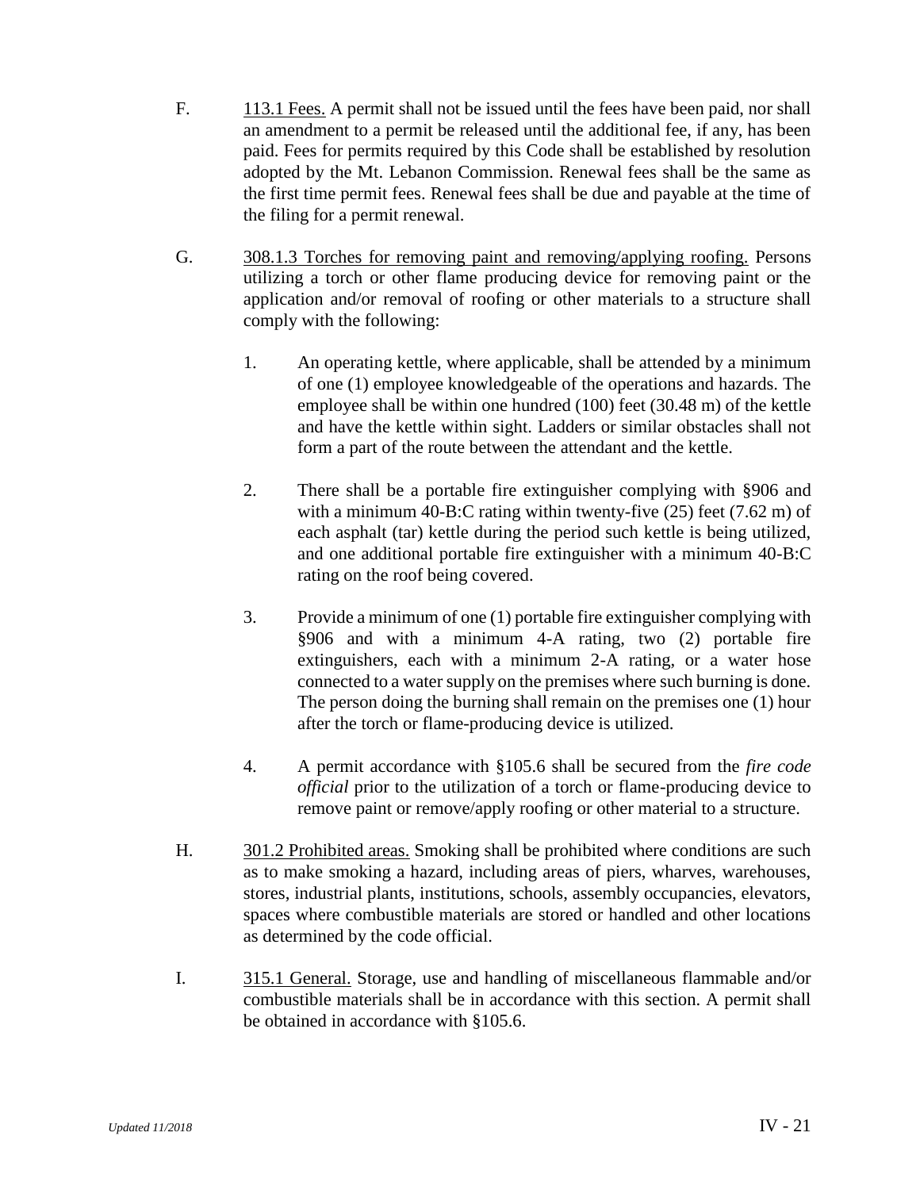F. 113.1 Fees. A permit shall not be issued until the fees have been paid, nor shall an amendment to a permit be released until the additional fee, if any, has been paid. Fees for permits required by this Code shall be established by resolution adopted by the Mt. Lebanon Commission. Renewal fees shall be the same as the first time permit fees. Renewal fees shall be due and payable at the time of the filing for a permit renewal.

G. 308.1.3 Torches for removing paint and removing/applying roofing. Persons utilizing a torch or other flame producing device for removing paint or the application and/or removal of roofing or other materials to a structure shall comply with the following:

1. An operating kettle, where applicable, shall be attended by a minimum of one (1) employee knowledgeable of the operations and hazards. The employee shall be within one hundred (100) feet (30.48 m) of the kettle and have the kettle within sight. Ladders or similar obstacles shall not form a part of the route between the attendant and the kettle.

2. There shall be a portable fire extinguisher complying with §906 and with a minimum 40-B:C rating within twenty-five (25) feet (7.62 m) of each asphalt (tar) kettle during the period such kettle is being utilized, and one additional portable fire extinguisher with a minimum 40-B:C rating on the roof being covered.

3. Provide a minimum of one (1) portable fire extinguisher complying with §906 and with a minimum 4-A rating, two (2) portable fire extinguishers, each with a minimum 2-A rating, or a water hose connected to a water supply on the premises where such burning is done. The person doing the burning shall remain on the premises one (1) hour after the torch or flame-producing device is utilized.

4. A permit accordance with §105.6 shall be secured from the *fire code official* prior to the utilization of a torch or flame-producing device to remove paint or remove/apply roofing or other material to a structure.

H. 301.2 Prohibited areas. Smoking shall be prohibited where conditions are such as to make smoking a hazard, including areas of piers, wharves, warehouses, stores, industrial plants, institutions, schools, assembly occupancies, elevators, spaces where combustible materials are stored or handled and other locations as determined by the code official.

I. 315.1 General. Storage, use and handling of miscellaneous flammable and/or combustible materials shall be in accordance with this section. A permit shall be obtained in accordance with §105.6.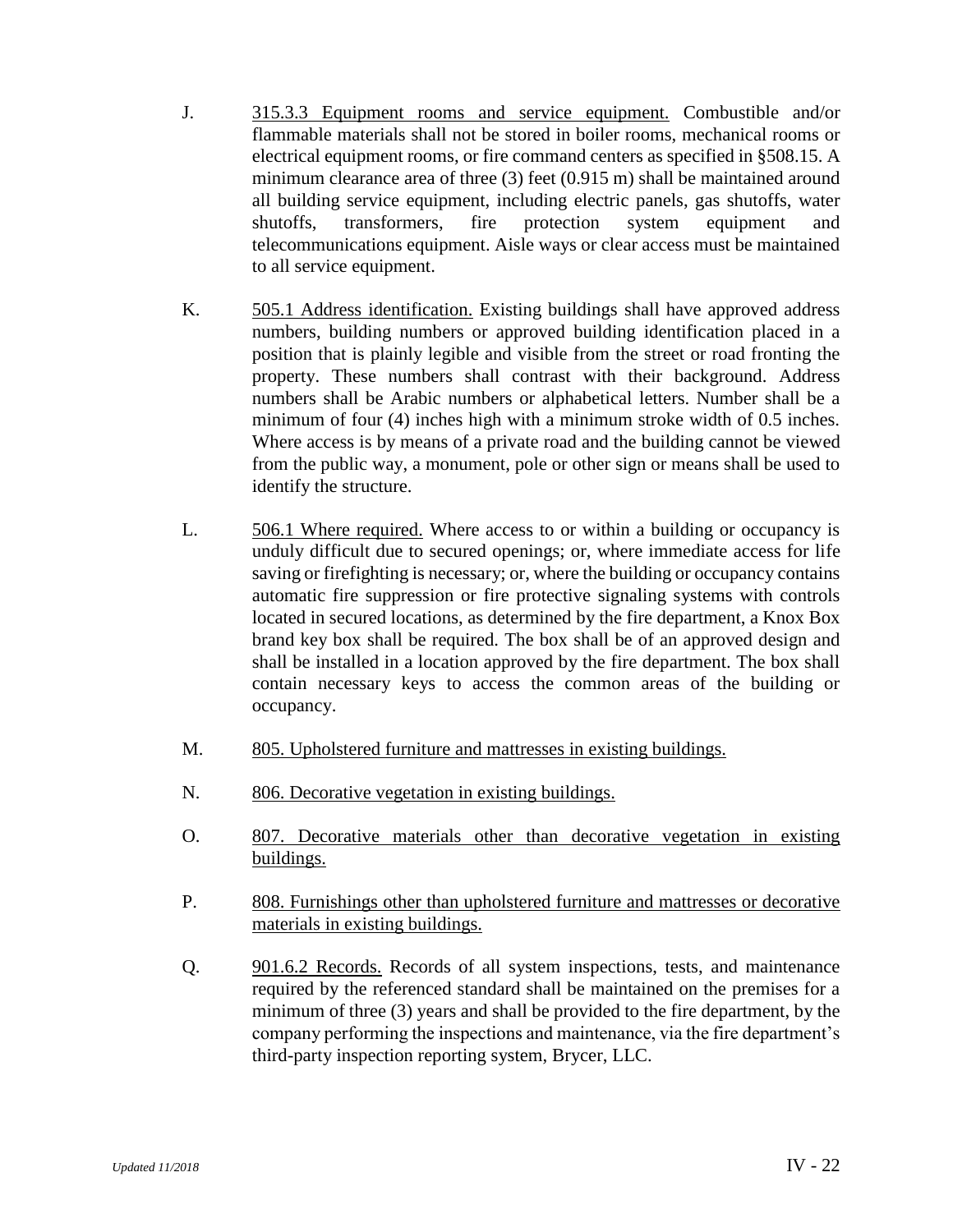J. 315.3.3 Equipment rooms and service equipment. Combustible and/or flammable materials shall not be stored in boiler rooms, mechanical rooms or electrical equipment rooms, or fire command centers as specified in §508.15. A minimum clearance area of three (3) feet (0.915 m) shall be maintained around all building service equipment, including electric panels, gas shutoffs, water shutoffs, transformers, fire protection system equipment and telecommunications equipment. Aisle ways or clear access must be maintained to all service equipment.

K. 505.1 Address identification. Existing buildings shall have approved address numbers, building numbers or approved building identification placed in a position that is plainly legible and visible from the street or road fronting the property. These numbers shall contrast with their background. Address numbers shall be Arabic numbers or alphabetical letters. Number shall be a minimum of four (4) inches high with a minimum stroke width of 0.5 inches. Where access is by means of a private road and the building cannot be viewed from the public way, a monument, pole or other sign or means shall be used to identify the structure.

L. 506.1 Where required. Where access to or within a building or occupancy is unduly difficult due to secured openings; or, where immediate access for life saving or firefighting is necessary; or, where the building or occupancy contains automatic fire suppression or fire protective signaling systems with controls located in secured locations, as determined by the fire department, a Knox Box brand key box shall be required. The box shall be of an approved design and shall be installed in a location approved by the fire department. The box shall contain necessary keys to access the common areas of the building or occupancy.

M. 805. Upholstered furniture and mattresses in existing buildings.

N. 806. Decorative vegetation in existing buildings.

O. 807. Decorative materials other than decorative vegetation in existing buildings.

P. 808. Furnishings other than upholstered furniture and mattresses or decorative materials in existing buildings.

Q. 901.6.2 Records. Records of all system inspections, tests, and maintenance required by the referenced standard shall be maintained on the premises for a minimum of three (3) years and shall be provided to the fire department, by the company performing the inspections and maintenance, via the fire department's third-party inspection reporting system, Brycer, LLC.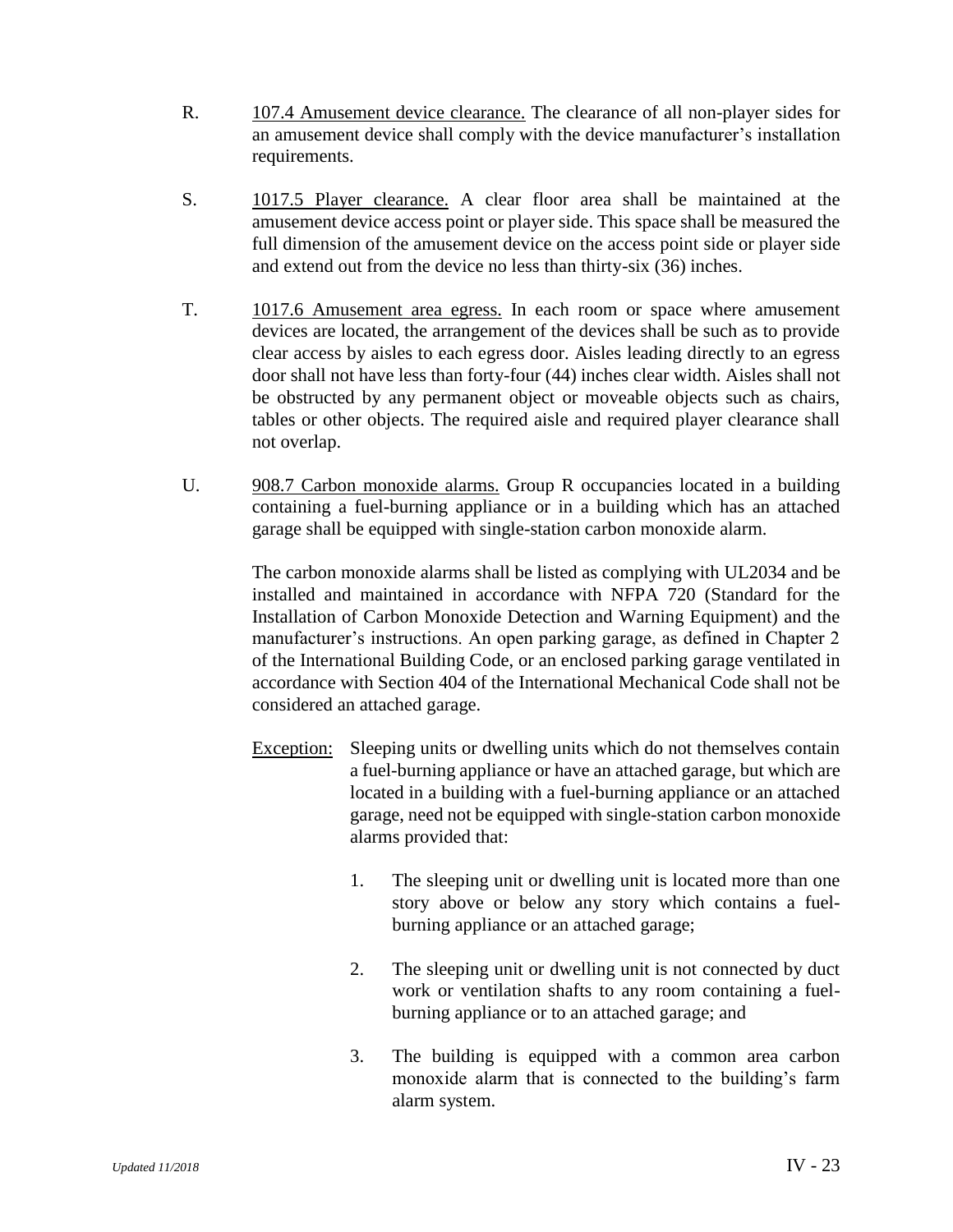R. 107.4 Amusement device clearance. The clearance of all non-player sides for an amusement device shall comply with the device manufacturer's installation requirements.

S. 1017.5 Player clearance. A clear floor area shall be maintained at the amusement device access point or player side. This space shall be measured the full dimension of the amusement device on the access point side or player side and extend out from the device no less than thirty-six (36) inches.

T. 1017.6 Amusement area egress. In each room or space where amusement devices are located, the arrangement of the devices shall be such as to provide clear access by aisles to each egress door. Aisles leading directly to an egress door shall not have less than forty-four (44) inches clear width. Aisles shall not be obstructed by any permanent object or moveable objects such as chairs, tables or other objects. The required aisle and required player clearance shall not overlap.

U. 908.7 Carbon monoxide alarms. Group R occupancies located in a building containing a fuel-burning appliance or in a building which has an attached garage shall be equipped with single-station carbon monoxide alarm.

The carbon monoxide alarms shall be listed as complying with UL2034 and be installed and maintained in accordance with NFPA 720 (Standard for the Installation of Carbon Monoxide Detection and Warning Equipment) and the manufacturer's instructions. An open parking garage, as defined in Chapter 2 of the International Building Code, or an enclosed parking garage ventilated in accordance with Section 404 of the International Mechanical Code shall not be considered an attached garage.

Exception: Sleeping units or dwelling units which do not themselves contain a fuel-burning appliance or have an attached garage, but which are located in a building with a fuel-burning appliance or an attached garage, need not be equipped with single-station carbon monoxide alarms provided that:

1. The sleeping unit or dwelling unit is located more than one story above or below any story which contains a fuel-burning appliance or an attached garage;

2. The sleeping unit or dwelling unit is not connected by duct work or ventilation shafts to any room containing a fuel-burning appliance or to an attached garage; and

3. The building is equipped with a common area carbon monoxide alarm that is connected to the building's farm alarm system.